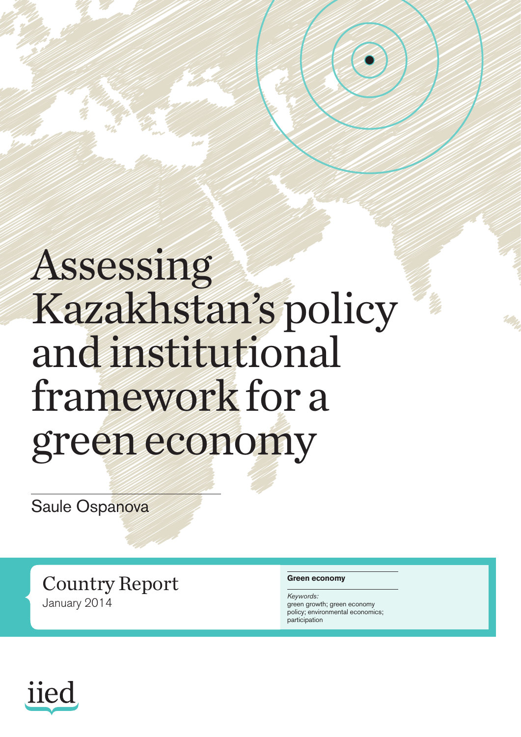# Assessing Kazakhstan's policy and institutional framework for a green economy

Saule Ospanova

Country Report
January 2014

**Green economy**

*Keywords:*
green growth; green economy policy; environmental economics; participation

iied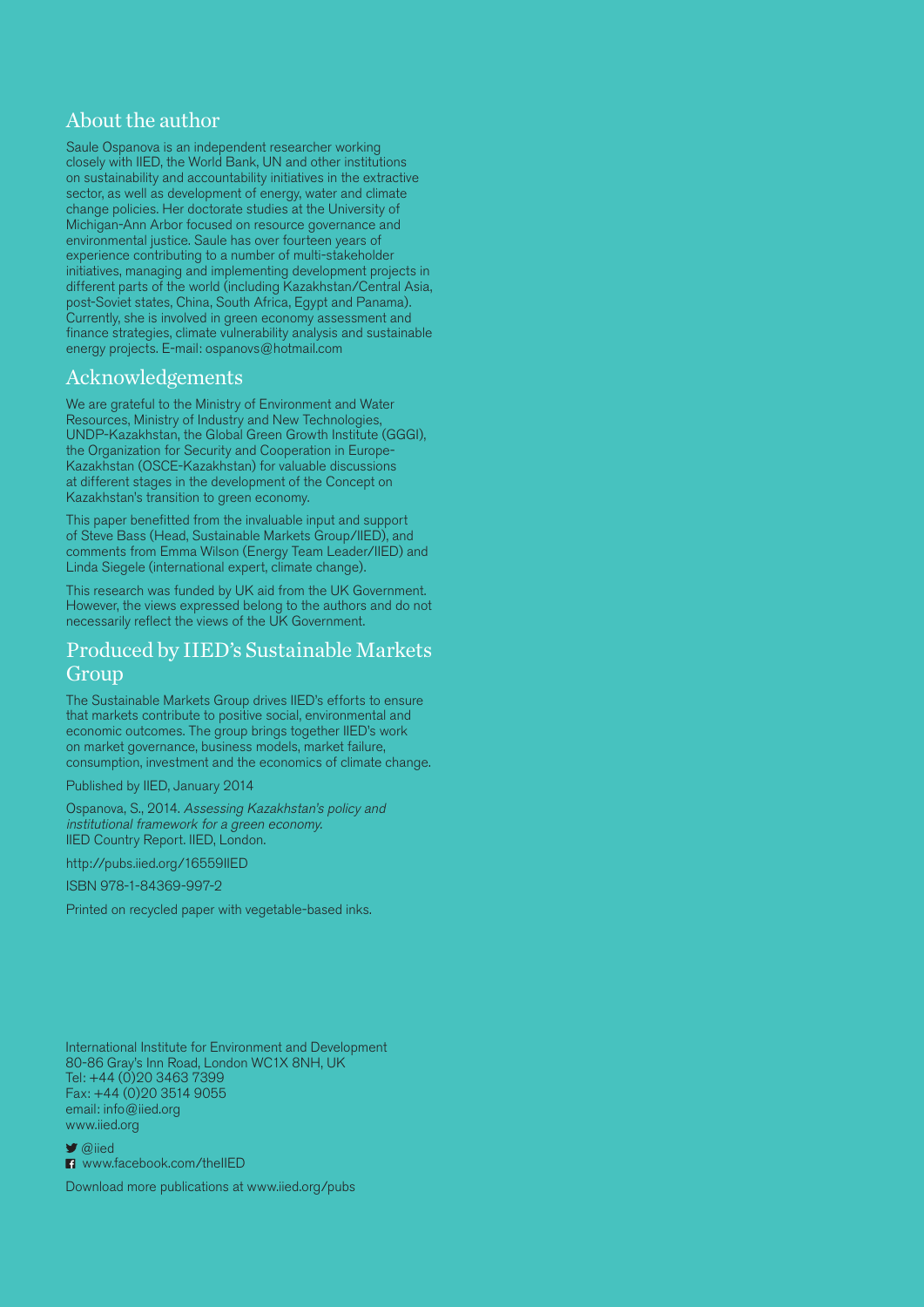## About the author

Saule Ospanova is an independent researcher working closely with IIED, the World Bank, UN and other institutions on sustainability and accountability initiatives in the extractive sector, as well as development of energy, water and climate change policies. Her doctorate studies at the University of Michigan-Ann Arbor focused on resource governance and environmental justice. Saule has over fourteen years of experience contributing to a number of multi-stakeholder initiatives, managing and implementing development projects in different parts of the world (including Kazakhstan/Central Asia, post-Soviet states, China, South Africa, Egypt and Panama). Currently, she is involved in green economy assessment and finance strategies, climate vulnerability analysis and sustainable energy projects. E-mail: ospanovs@hotmail.com

## Acknowledgements

We are grateful to the Ministry of Environment and Water Resources, Ministry of Industry and New Technologies, UNDP-Kazakhstan, the Global Green Growth Institute (GGGI), the Organization for Security and Cooperation in Europe-Kazakhstan (OSCE-Kazakhstan) for valuable discussions at different stages in the development of the Concept on Kazakhstan's transition to green economy.

This paper benefitted from the invaluable input and support of Steve Bass (Head, Sustainable Markets Group/IIED), and comments from Emma Wilson (Energy Team Leader/IIED) and Linda Siegele (international expert, climate change).

This research was funded by UK aid from the UK Government. However, the views expressed belong to the authors and do not necessarily reflect the views of the UK Government.

## Produced by IIED's Sustainable Markets Group

The Sustainable Markets Group drives IIED's efforts to ensure that markets contribute to positive social, environmental and economic outcomes. The group brings together IIED's work on market governance, business models, market failure, consumption, investment and the economics of climate change.

Published by IIED, January 2014

Ospanova, S., 2014. *Assessing Kazakhstan's policy and institutional framework for a green economy.* IIED Country Report. IIED, London.

http://pubs.iied.org/16559IIED

ISBN 978-1-84369-997-2

Printed on recycled paper with vegetable-based inks.

International Institute for Environment and Development
80-86 Gray's Inn Road, London WC1X 8NH, UK
Tel: +44 (0)20 3463 7399
Fax: +44 (0)20 3514 9055
email: info@iied.org
www.iied.org

@iied
www.facebook.com/theIIED

Download more publications at www.iied.org/pubs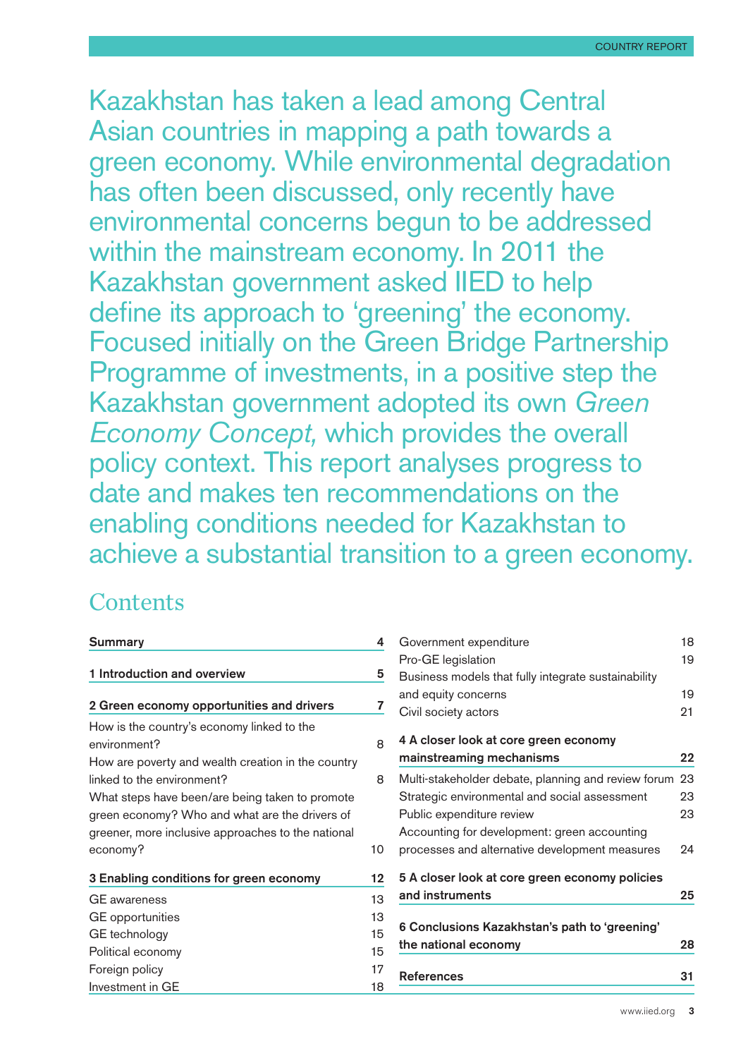Kazakhstan has taken a lead among Central Asian countries in mapping a path towards a green economy. While environmental degradation has often been discussed, only recently have environmental concerns begun to be addressed within the mainstream economy. In 2011 the Kazakhstan government asked IIED to help define its approach to 'greening' the economy. Focused initially on the Green Bridge Partnership Programme of investments, in a positive step the Kazakhstan government adopted its own *Green Economy Concept,* which provides the overall policy context. This report analyses progress to date and makes ten recommendations on the enabling conditions needed for Kazakhstan to achieve a substantial transition to a green economy.

## Contents

| | |
|---|---|
| **Summary** | **4** |
| **1 Introduction and overview** | **5** |
| **2 Green economy opportunities and drivers** | **7** |
| How is the country's economy linked to the environment? | 8 |
| How are poverty and wealth creation in the country linked to the environment? | 8 |
| What steps have been/are being taken to promote green economy? Who and what are the drivers of greener, more inclusive approaches to the national economy? | 10 |
| **3 Enabling conditions for green economy** | **12** |
| GE awareness | 13 |
| GE opportunities | 13 |
| GE technology | 15 |
| Political economy | 15 |
| Foreign policy | 17 |
| Investment in GE | 18 |
| Government expenditure | 18 |
| Pro-GE legislation | 19 |
| Business models that fully integrate sustainability and equity concerns | 19 |
| Civil society actors | 21 |
| **4 A closer look at core green economy mainstreaming mechanisms** | **22** |
| Multi-stakeholder debate, planning and review forum | 23 |
| Strategic environmental and social assessment | 23 |
| Public expenditure review | 23 |
| Accounting for development: green accounting processes and alternative development measures | 24 |
| **5 A closer look at core green economy policies and instruments** | **25** |
| **6 Conclusions Kazakhstan's path to 'greening' the national economy** | **28** |
| **References** | **31** |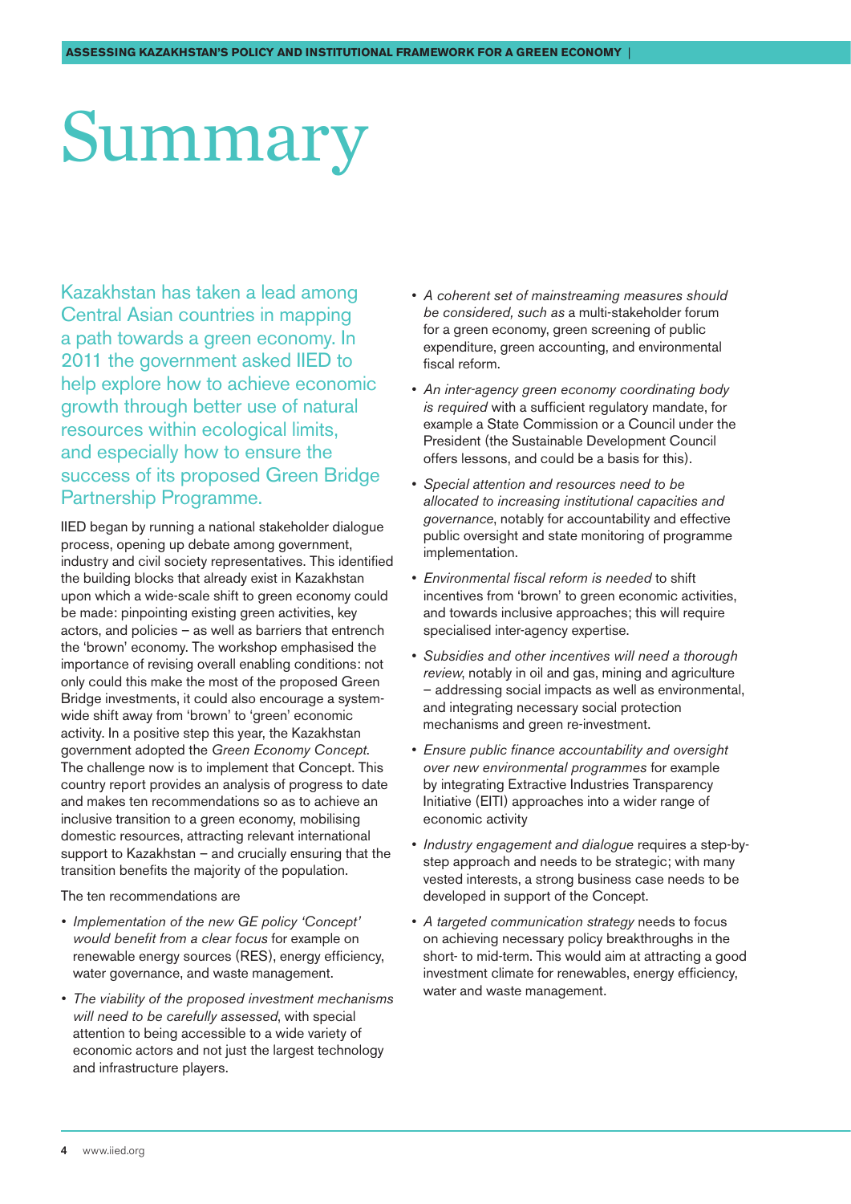# Summary

Kazakhstan has taken a lead among Central Asian countries in mapping a path towards a green economy. In 2011 the government asked IIED to help explore how to achieve economic growth through better use of natural resources within ecological limits, and especially how to ensure the success of its proposed Green Bridge Partnership Programme.

IIED began by running a national stakeholder dialogue process, opening up debate among government, industry and civil society representatives. This identified the building blocks that already exist in Kazakhstan upon which a wide-scale shift to green economy could be made: pinpointing existing green activities, key actors, and policies – as well as barriers that entrench the 'brown' economy. The workshop emphasised the importance of revising overall enabling conditions: not only could this make the most of the proposed Green Bridge investments, it could also encourage a system-wide shift away from 'brown' to 'green' economic activity. In a positive step this year, the Kazakhstan government adopted the *Green Economy Concept*. The challenge now is to implement that Concept. This country report provides an analysis of progress to date and makes ten recommendations so as to achieve an inclusive transition to a green economy, mobilising domestic resources, attracting relevant international support to Kazakhstan – and crucially ensuring that the transition benefits the majority of the population.

The ten recommendations are

- *Implementation of the new GE policy 'Concept' would benefit from a clear focus* for example on renewable energy sources (RES), energy efficiency, water governance, and waste management.
- *The viability of the proposed investment mechanisms will need to be carefully assessed*, with special attention to being accessible to a wide variety of economic actors and not just the largest technology and infrastructure players.
- *A coherent set of mainstreaming measures should be considered, such as* a multi-stakeholder forum for a green economy, green screening of public expenditure, green accounting, and environmental fiscal reform.
- *An inter-agency green economy coordinating body is required* with a sufficient regulatory mandate, for example a State Commission or a Council under the President (the Sustainable Development Council offers lessons, and could be a basis for this).
- *Special attention and resources need to be allocated to increasing institutional capacities and governance*, notably for accountability and effective public oversight and state monitoring of programme implementation.
- *Environmental fiscal reform is needed* to shift incentives from 'brown' to green economic activities, and towards inclusive approaches; this will require specialised inter-agency expertise.
- *Subsidies and other incentives will need a thorough review*, notably in oil and gas, mining and agriculture – addressing social impacts as well as environmental, and integrating necessary social protection mechanisms and green re-investment.
- *Ensure public finance accountability and oversight over new environmental programmes* for example by integrating Extractive Industries Transparency Initiative (EITI) approaches into a wider range of economic activity
- *Industry engagement and dialogue* requires a step-by-step approach and needs to be strategic; with many vested interests, a strong business case needs to be developed in support of the Concept.
- *A targeted communication strategy* needs to focus on achieving necessary policy breakthroughs in the short- to mid-term. This would aim at attracting a good investment climate for renewables, energy efficiency, water and waste management.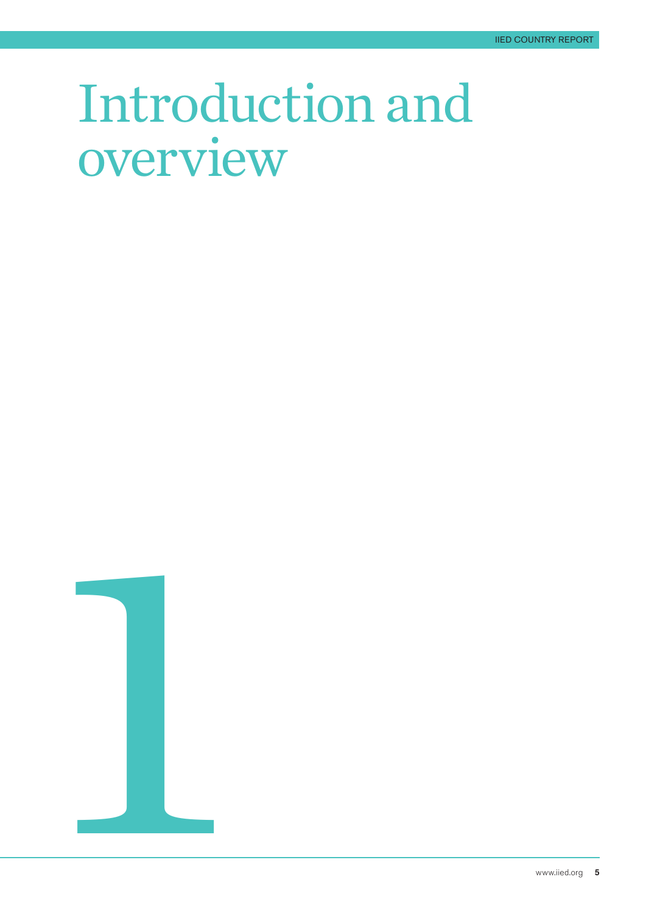# Introduction and overview

1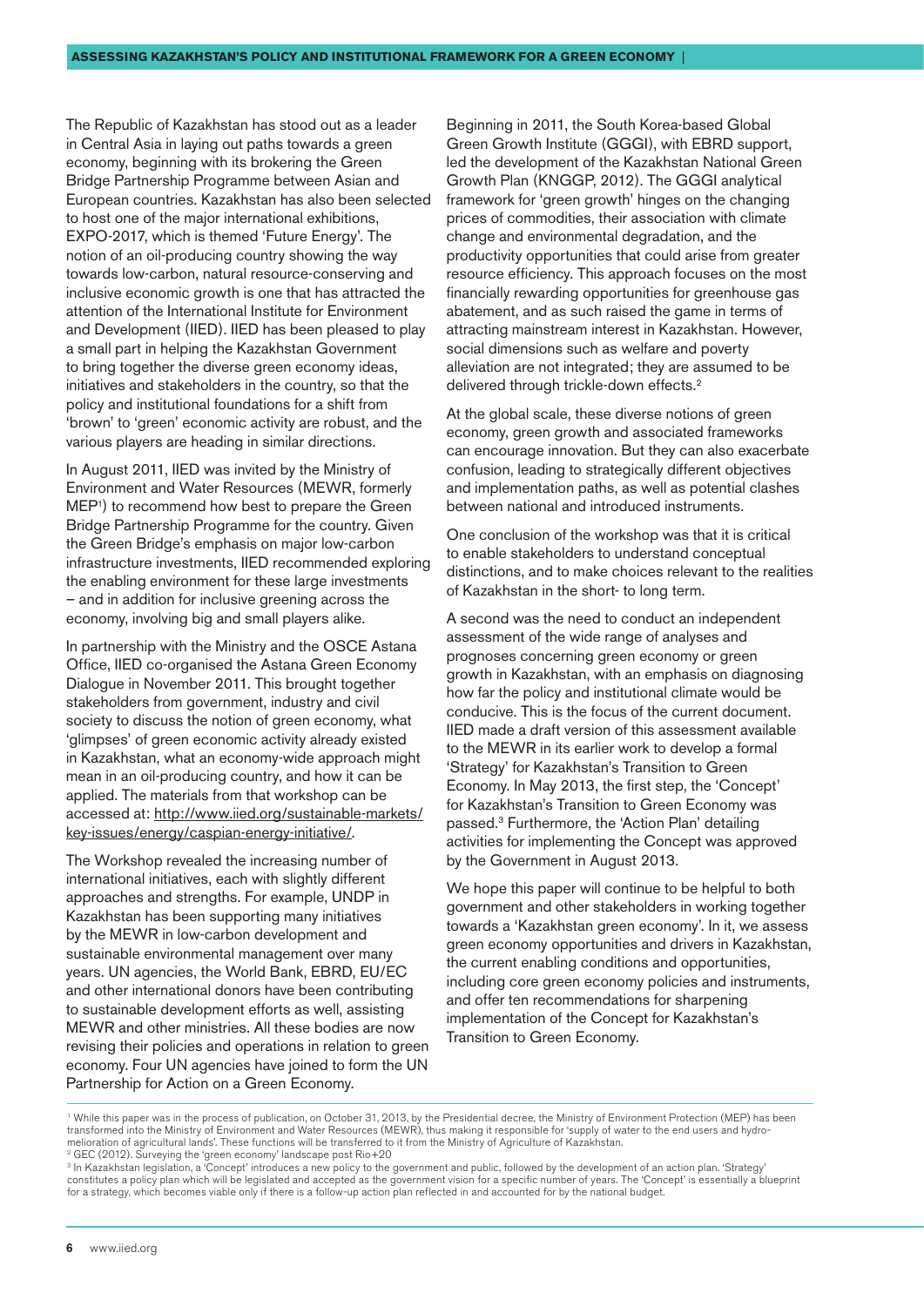The Republic of Kazakhstan has stood out as a leader in Central Asia in laying out paths towards a green economy, beginning with its brokering the Green Bridge Partnership Programme between Asian and European countries. Kazakhstan has also been selected to host one of the major international exhibitions, EXPO-2017, which is themed 'Future Energy'. The notion of an oil-producing country showing the way towards low-carbon, natural resource-conserving and inclusive economic growth is one that has attracted the attention of the International Institute for Environment and Development (IIED). IIED has been pleased to play a small part in helping the Kazakhstan Government to bring together the diverse green economy ideas, initiatives and stakeholders in the country, so that the policy and institutional foundations for a shift from 'brown' to 'green' economic activity are robust, and the various players are heading in similar directions.

In August 2011, IIED was invited by the Ministry of Environment and Water Resources (MEWR, formerly MEP[1]) to recommend how best to prepare the Green Bridge Partnership Programme for the country. Given the Green Bridge's emphasis on major low-carbon infrastructure investments, IIED recommended exploring the enabling environment for these large investments – and in addition for inclusive greening across the economy, involving big and small players alike.

In partnership with the Ministry and the OSCE Astana Office, IIED co-organised the Astana Green Economy Dialogue in November 2011. This brought together stakeholders from government, industry and civil society to discuss the notion of green economy, what 'glimpses' of green economic activity already existed in Kazakhstan, what an economy-wide approach might mean in an oil-producing country, and how it can be applied. The materials from that workshop can be accessed at: http://www.iied.org/sustainable-markets/key-issues/energy/caspian-energy-initiative/.

The Workshop revealed the increasing number of international initiatives, each with slightly different approaches and strengths. For example, UNDP in Kazakhstan has been supporting many initiatives by the MEWR in low-carbon development and sustainable environmental management over many years. UN agencies, the World Bank, EBRD, EU/EC and other international donors have been contributing to sustainable development efforts as well, assisting MEWR and other ministries. All these bodies are now revising their policies and operations in relation to green economy. Four UN agencies have joined to form the UN Partnership for Action on a Green Economy.

Beginning in 2011, the South Korea-based Global Green Growth Institute (GGGI), with EBRD support, led the development of the Kazakhstan National Green Growth Plan (KNGGP, 2012). The GGGI analytical framework for 'green growth' hinges on the changing prices of commodities, their association with climate change and environmental degradation, and the productivity opportunities that could arise from greater resource efficiency. This approach focuses on the most financially rewarding opportunities for greenhouse gas abatement, and as such raised the game in terms of attracting mainstream interest in Kazakhstan. However, social dimensions such as welfare and poverty alleviation are not integrated; they are assumed to be delivered through trickle-down effects.[2]

At the global scale, these diverse notions of green economy, green growth and associated frameworks can encourage innovation. But they can also exacerbate confusion, leading to strategically different objectives and implementation paths, as well as potential clashes between national and introduced instruments.

One conclusion of the workshop was that it is critical to enable stakeholders to understand conceptual distinctions, and to make choices relevant to the realities of Kazakhstan in the short- to long term.

A second was the need to conduct an independent assessment of the wide range of analyses and prognoses concerning green economy or green growth in Kazakhstan, with an emphasis on diagnosing how far the policy and institutional climate would be conducive. This is the focus of the current document. IIED made a draft version of this assessment available to the MEWR in its earlier work to develop a formal 'Strategy' for Kazakhstan's Transition to Green Economy. In May 2013, the first step, the 'Concept' for Kazakhstan's Transition to Green Economy was passed.[3] Furthermore, the 'Action Plan' detailing activities for implementing the Concept was approved by the Government in August 2013.

We hope this paper will continue to be helpful to both government and other stakeholders in working together towards a 'Kazakhstan green economy'. In it, we assess green economy opportunities and drivers in Kazakhstan, the current enabling conditions and opportunities, including core green economy policies and instruments, and offer ten recommendations for sharpening implementation of the Concept for Kazakhstan's Transition to Green Economy.

---

[1] While this paper was in the process of publication, on October 31, 2013, by the Presidential decree, the Ministry of Environment Protection (MEP) has been transformed into the Ministry of Environment and Water Resources (MEWR), thus making it responsible for 'supply of water to the end users and hydro-melioration of agricultural lands'. These functions will be transferred to it from the Ministry of Agriculture of Kazakhstan.

[2] GEC (2012). Surveying the 'green economy' landscape post Rio+20

[3] In Kazakhstan legislation, a 'Concept' introduces a new policy to the government and public, followed by the development of an action plan. 'Strategy' constitutes a policy plan which will be legislated and accepted as the government vision for a specific number of years. The 'Concept' is essentially a blueprint for a strategy, which becomes viable only if there is a follow-up action plan reflected in and accounted for by the national budget.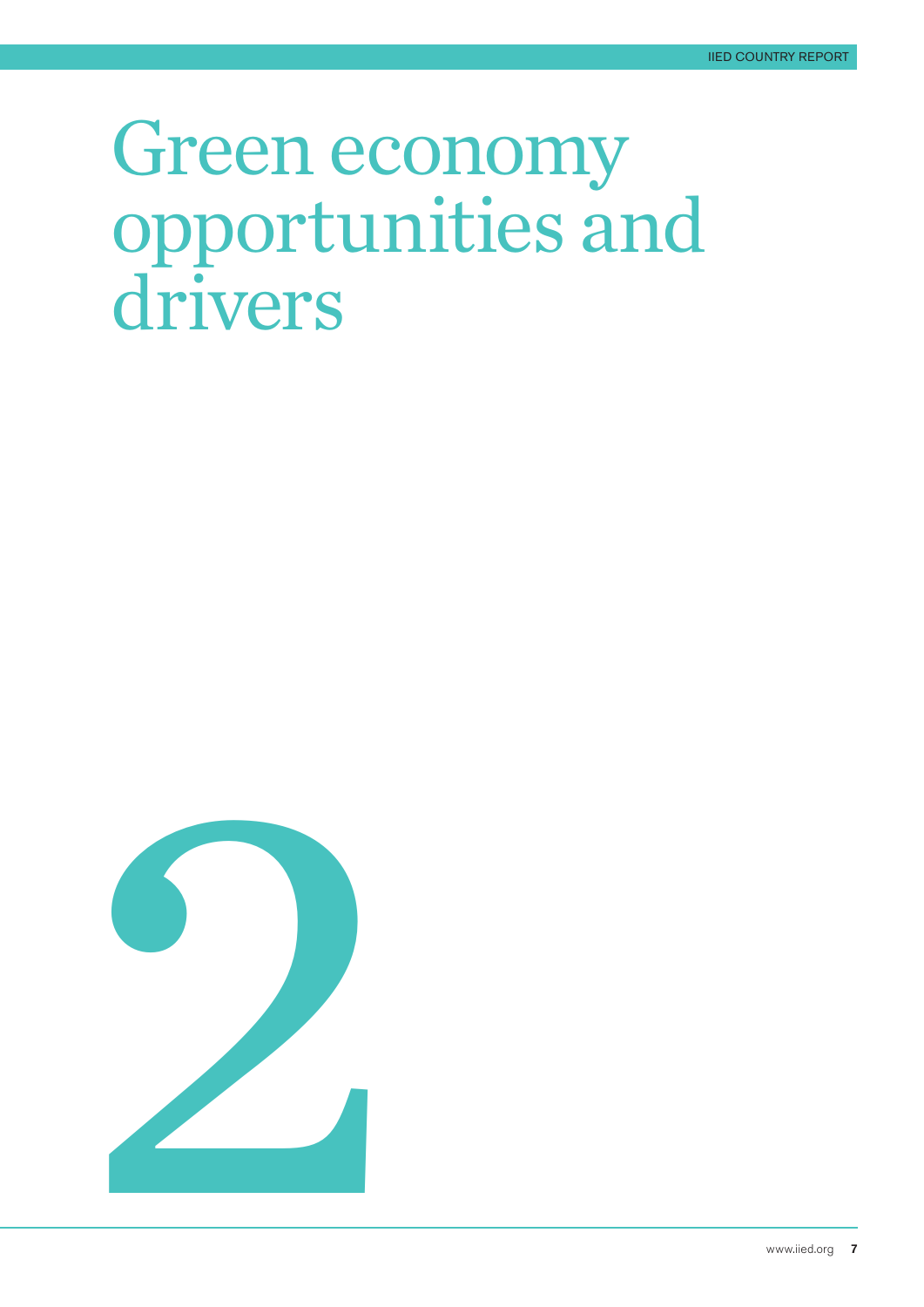# Green economy opportunities and drivers

2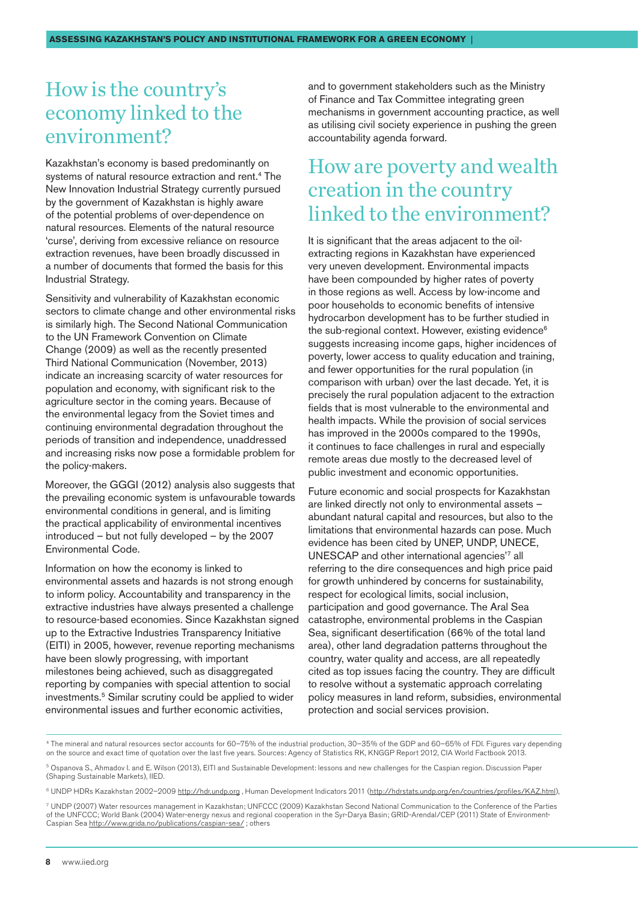## How is the country's economy linked to the environment?

Kazakhstan's economy is based predominantly on systems of natural resource extraction and rent.[4] The New Innovation Industrial Strategy currently pursued by the government of Kazakhstan is highly aware of the potential problems of over-dependence on natural resources. Elements of the natural resource 'curse', deriving from excessive reliance on resource extraction revenues, have been broadly discussed in a number of documents that formed the basis for this Industrial Strategy.

Sensitivity and vulnerability of Kazakhstan economic sectors to climate change and other environmental risks is similarly high. The Second National Communication to the UN Framework Convention on Climate Change (2009) as well as the recently presented Third National Communication (November, 2013) indicate an increasing scarcity of water resources for population and economy, with significant risk to the agriculture sector in the coming years. Because of the environmental legacy from the Soviet times and continuing environmental degradation throughout the periods of transition and independence, unaddressed and increasing risks now pose a formidable problem for the policy-makers.

Moreover, the GGGI (2012) analysis also suggests that the prevailing economic system is unfavourable towards environmental conditions in general, and is limiting the practical applicability of environmental incentives introduced – but not fully developed – by the 2007 Environmental Code.

Information on how the economy is linked to environmental assets and hazards is not strong enough to inform policy. Accountability and transparency in the extractive industries have always presented a challenge to resource-based economies. Since Kazakhstan signed up to the Extractive Industries Transparency Initiative (EITI) in 2005, however, revenue reporting mechanisms have been slowly progressing, with important milestones being achieved, such as disaggregated reporting by companies with special attention to social investments.[5] Similar scrutiny could be applied to wider environmental issues and further economic activities, and to government stakeholders such as the Ministry of Finance and Tax Committee integrating green mechanisms in government accounting practice, as well as utilising civil society experience in pushing the green accountability agenda forward.

## How are poverty and wealth creation in the country linked to the environment?

It is significant that the areas adjacent to the oil-extracting regions in Kazakhstan have experienced very uneven development. Environmental impacts have been compounded by higher rates of poverty in those regions as well. Access by low-income and poor households to economic benefits of intensive hydrocarbon development has to be further studied in the sub-regional context. However, existing evidence[6] suggests increasing income gaps, higher incidences of poverty, lower access to quality education and training, and fewer opportunities for the rural population (in comparison with urban) over the last decade. Yet, it is precisely the rural population adjacent to the extraction fields that is most vulnerable to the environmental and health impacts. While the provision of social services has improved in the 2000s compared to the 1990s, it continues to face challenges in rural and especially remote areas due mostly to the decreased level of public investment and economic opportunities.

Future economic and social prospects for Kazakhstan are linked directly not only to environmental assets – abundant natural capital and resources, but also to the limitations that environmental hazards can pose. Much evidence has been cited by UNEP, UNDP, UNECE, UNESCAP and other international agencies'[7] all referring to the dire consequences and high price paid for growth unhindered by concerns for sustainability, respect for ecological limits, social inclusion, participation and good governance. The Aral Sea catastrophe, environmental problems in the Caspian Sea, significant desertification (66% of the total land area), other land degradation patterns throughout the country, water quality and access, are all repeatedly cited as top issues facing the country. They are difficult to resolve without a systematic approach correlating policy measures in land reform, subsidies, environmental protection and social services provision.

---

[4] The mineral and natural resources sector accounts for 60–75% of the industrial production, 30–35% of the GDP and 60–65% of FDI. Figures vary depending on the source and exact time of quotation over the last five years. Sources: Agency of Statistics RK, KNGGP Report 2012, CIA World Factbook 2013.

[5] Ospanova S., Ahmadov I. and E. Wilson (2013), EITI and Sustainable Development: lessons and new challenges for the Caspian region. Discussion Paper (Shaping Sustainable Markets), IIED.

[6] UNDP HDRs Kazakhstan 2002–2009 http://hdr.undp.org , Human Development Indicators 2011 (http://hdrstats.undp.org/en/countries/profiles/KAZ.html),

[7] UNDP (2007) Water resources management in Kazakhstan; UNFCCC (2009) Kazakhstan Second National Communication to the Conference of the Parties of the UNFCCC; World Bank (2004) Water-energy nexus and regional cooperation in the Syr-Darya Basin; GRID-Arendal/CEP (2011) State of Environment-Caspian Sea http://www.grida.no/publications/caspian-sea/ ; others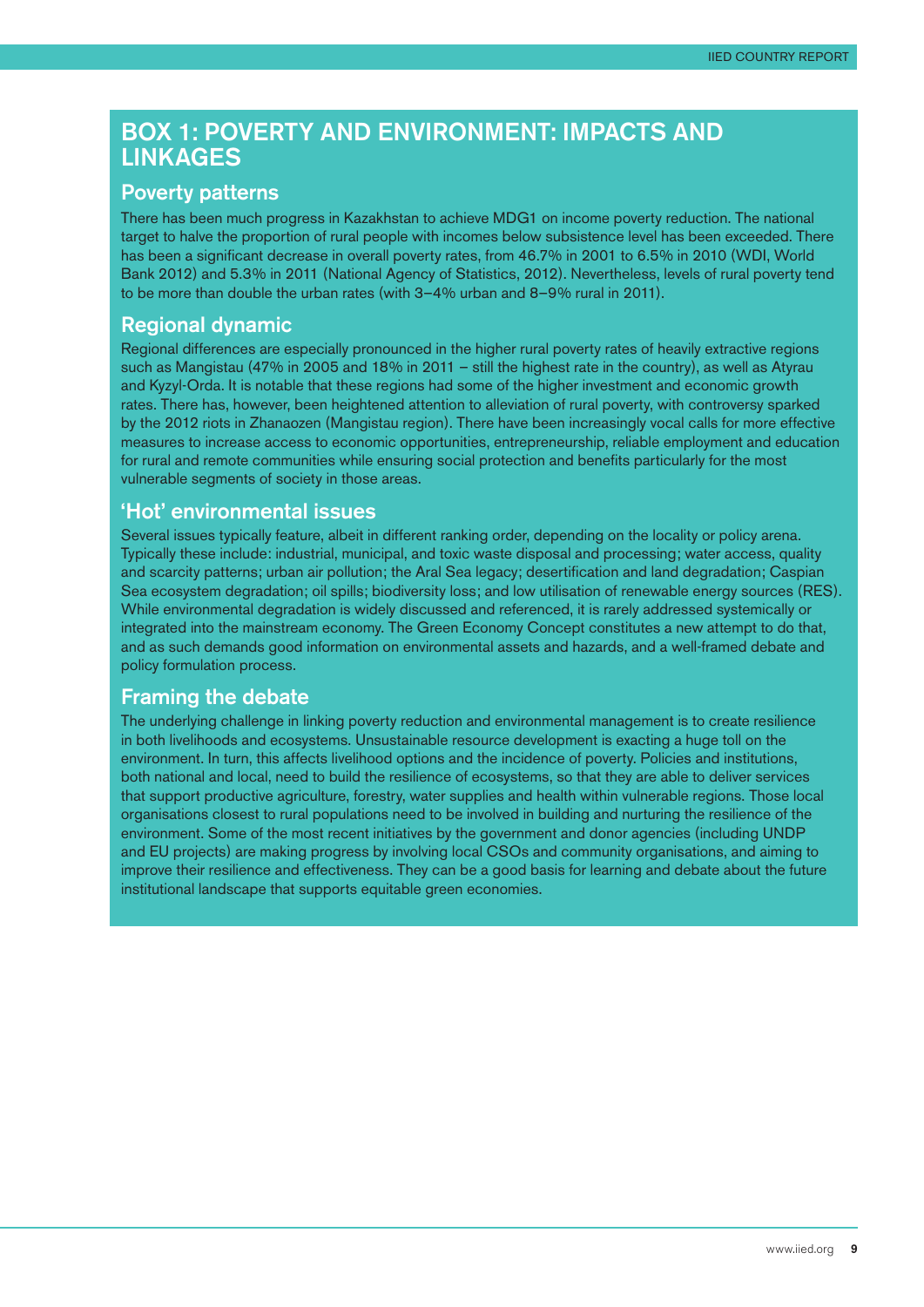## BOX 1: POVERTY AND ENVIRONMENT: IMPACTS AND LINKAGES

### Poverty patterns

There has been much progress in Kazakhstan to achieve MDG1 on income poverty reduction. The national target to halve the proportion of rural people with incomes below subsistence level has been exceeded. There has been a significant decrease in overall poverty rates, from 46.7% in 2001 to 6.5% in 2010 (WDI, World Bank 2012) and 5.3% in 2011 (National Agency of Statistics, 2012). Nevertheless, levels of rural poverty tend to be more than double the urban rates (with 3–4% urban and 8–9% rural in 2011).

### Regional dynamic

Regional differences are especially pronounced in the higher rural poverty rates of heavily extractive regions such as Mangistau (47% in 2005 and 18% in 2011 – still the highest rate in the country), as well as Atyrau and Kyzyl-Orda. It is notable that these regions had some of the higher investment and economic growth rates. There has, however, been heightened attention to alleviation of rural poverty, with controversy sparked by the 2012 riots in Zhanaozen (Mangistau region). There have been increasingly vocal calls for more effective measures to increase access to economic opportunities, entrepreneurship, reliable employment and education for rural and remote communities while ensuring social protection and benefits particularly for the most vulnerable segments of society in those areas.

### 'Hot' environmental issues

Several issues typically feature, albeit in different ranking order, depending on the locality or policy arena. Typically these include: industrial, municipal, and toxic waste disposal and processing; water access, quality and scarcity patterns; urban air pollution; the Aral Sea legacy; desertification and land degradation; Caspian Sea ecosystem degradation; oil spills; biodiversity loss; and low utilisation of renewable energy sources (RES). While environmental degradation is widely discussed and referenced, it is rarely addressed systemically or integrated into the mainstream economy. The Green Economy Concept constitutes a new attempt to do that, and as such demands good information on environmental assets and hazards, and a well-framed debate and policy formulation process.

### Framing the debate

The underlying challenge in linking poverty reduction and environmental management is to create resilience in both livelihoods and ecosystems. Unsustainable resource development is exacting a huge toll on the environment. In turn, this affects livelihood options and the incidence of poverty. Policies and institutions, both national and local, need to build the resilience of ecosystems, so that they are able to deliver services that support productive agriculture, forestry, water supplies and health within vulnerable regions. Those local organisations closest to rural populations need to be involved in building and nurturing the resilience of the environment. Some of the most recent initiatives by the government and donor agencies (including UNDP and EU projects) are making progress by involving local CSOs and community organisations, and aiming to improve their resilience and effectiveness. They can be a good basis for learning and debate about the future institutional landscape that supports equitable green economies.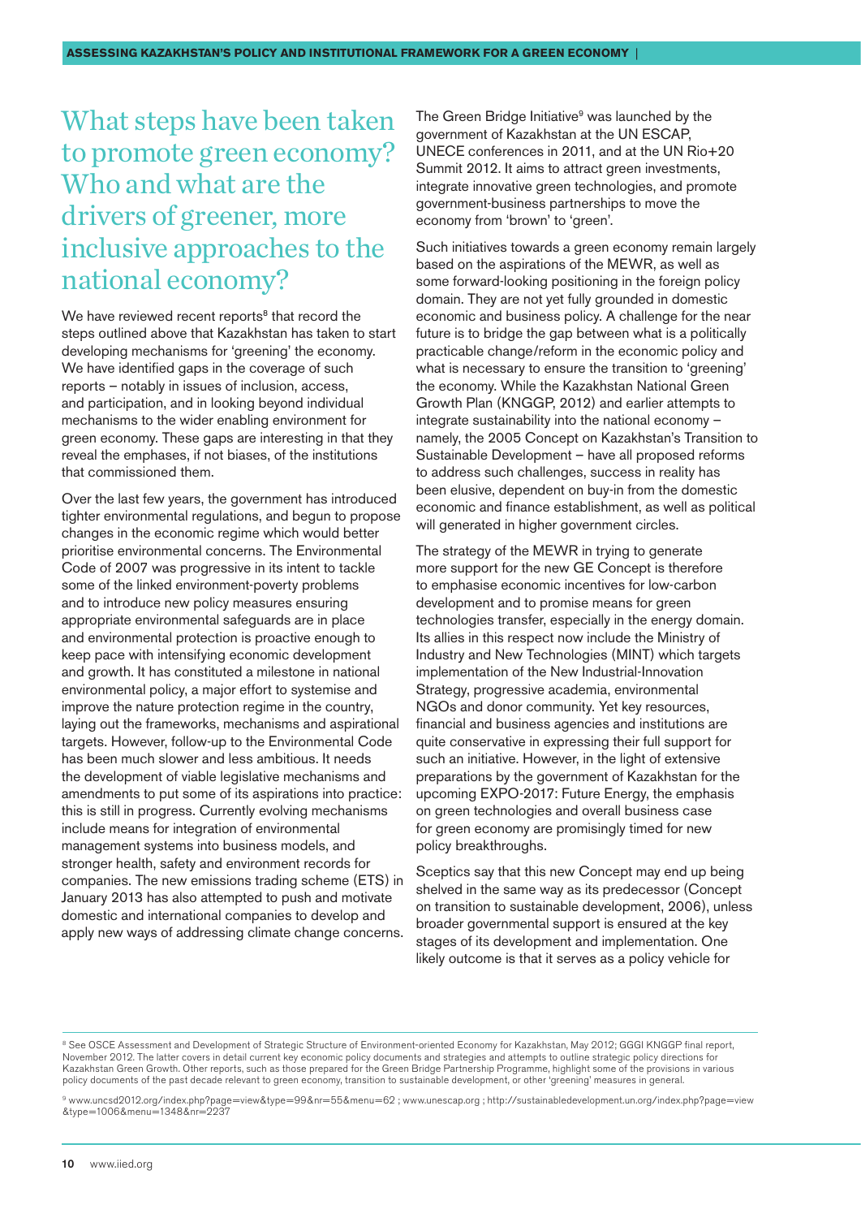# What steps have been taken to promote green economy? Who and what are the drivers of greener, more inclusive approaches to the national economy?

We have reviewed recent reports[8] that record the steps outlined above that Kazakhstan has taken to start developing mechanisms for 'greening' the economy. We have identified gaps in the coverage of such reports – notably in issues of inclusion, access, and participation, and in looking beyond individual mechanisms to the wider enabling environment for green economy. These gaps are interesting in that they reveal the emphases, if not biases, of the institutions that commissioned them.

Over the last few years, the government has introduced tighter environmental regulations, and begun to propose changes in the economic regime which would better prioritise environmental concerns. The Environmental Code of 2007 was progressive in its intent to tackle some of the linked environment-poverty problems and to introduce new policy measures ensuring appropriate environmental safeguards are in place and environmental protection is proactive enough to keep pace with intensifying economic development and growth. It has constituted a milestone in national environmental policy, a major effort to systemise and improve the nature protection regime in the country, laying out the frameworks, mechanisms and aspirational targets. However, follow-up to the Environmental Code has been much slower and less ambitious. It needs the development of viable legislative mechanisms and amendments to put some of its aspirations into practice: this is still in progress. Currently evolving mechanisms include means for integration of environmental management systems into business models, and stronger health, safety and environment records for companies. The new emissions trading scheme (ETS) in January 2013 has also attempted to push and motivate domestic and international companies to develop and apply new ways of addressing climate change concerns.

The Green Bridge Initiative[9] was launched by the government of Kazakhstan at the UN ESCAP, UNECE conferences in 2011, and at the UN Rio+20 Summit 2012. It aims to attract green investments, integrate innovative green technologies, and promote government-business partnerships to move the economy from 'brown' to 'green'.

Such initiatives towards a green economy remain largely based on the aspirations of the MEWR, as well as some forward-looking positioning in the foreign policy domain. They are not yet fully grounded in domestic economic and business policy. A challenge for the near future is to bridge the gap between what is a politically practicable change/reform in the economic policy and what is necessary to ensure the transition to 'greening' the economy. While the Kazakhstan National Green Growth Plan (KNGGP, 2012) and earlier attempts to integrate sustainability into the national economy – namely, the 2005 Concept on Kazakhstan's Transition to Sustainable Development – have all proposed reforms to address such challenges, success in reality has been elusive, dependent on buy-in from the domestic economic and finance establishment, as well as political will generated in higher government circles.

The strategy of the MEWR in trying to generate more support for the new GE Concept is therefore to emphasise economic incentives for low-carbon development and to promise means for green technologies transfer, especially in the energy domain. Its allies in this respect now include the Ministry of Industry and New Technologies (MINT) which targets implementation of the New Industrial-Innovation Strategy, progressive academia, environmental NGOs and donor community. Yet key resources, financial and business agencies and institutions are quite conservative in expressing their full support for such an initiative. However, in the light of extensive preparations by the government of Kazakhstan for the upcoming EXPO-2017: Future Energy, the emphasis on green technologies and overall business case for green economy are promisingly timed for new policy breakthroughs.

Sceptics say that this new Concept may end up being shelved in the same way as its predecessor (Concept on transition to sustainable development, 2006), unless broader governmental support is ensured at the key stages of its development and implementation. One likely outcome is that it serves as a policy vehicle for

---

[8] See OSCE Assessment and Development of Strategic Structure of Environment-oriented Economy for Kazakhstan, May 2012; GGGI KNGGP final report, November 2012. The latter covers in detail current key economic policy documents and strategies and attempts to outline strategic policy directions for Kazakhstan Green Growth. Other reports, such as those prepared for the Green Bridge Partnership Programme, highlight some of the provisions in various policy documents of the past decade relevant to green economy, transition to sustainable development, or other 'greening' measures in general.

[9] www.uncsd2012.org/index.php?page=view&type=99&nr=55&menu=62 ; www.unescap.org ; http://sustainabledevelopment.un.org/index.php?page=view&type=1006&menu=1348&nr=2237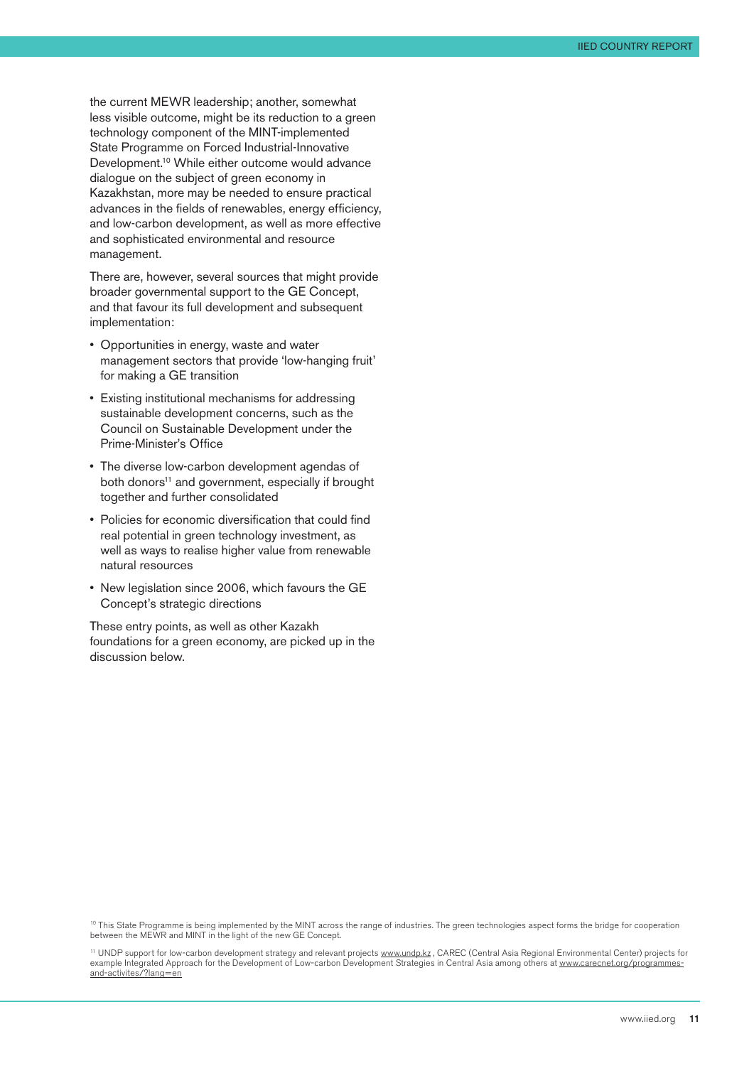the current MEWR leadership; another, somewhat less visible outcome, might be its reduction to a green technology component of the MINT-implemented State Programme on Forced Industrial-Innovative Development.[10] While either outcome would advance dialogue on the subject of green economy in Kazakhstan, more may be needed to ensure practical advances in the fields of renewables, energy efficiency, and low-carbon development, as well as more effective and sophisticated environmental and resource management.

There are, however, several sources that might provide broader governmental support to the GE Concept, and that favour its full development and subsequent implementation:

- Opportunities in energy, waste and water management sectors that provide 'low-hanging fruit' for making a GE transition
- Existing institutional mechanisms for addressing sustainable development concerns, such as the Council on Sustainable Development under the Prime-Minister's Office
- The diverse low-carbon development agendas of both donors[11] and government, especially if brought together and further consolidated
- Policies for economic diversification that could find real potential in green technology investment, as well as ways to realise higher value from renewable natural resources
- New legislation since 2006, which favours the GE Concept's strategic directions

These entry points, as well as other Kazakh foundations for a green economy, are picked up in the discussion below.

[10] This State Programme is being implemented by the MINT across the range of industries. The green technologies aspect forms the bridge for cooperation between the MEWR and MINT in the light of the new GE Concept.

[11] UNDP support for low-carbon development strategy and relevant projects www.undp.kz , CAREC (Central Asia Regional Environmental Center) projects for example Integrated Approach for the Development of Low-carbon Development Strategies in Central Asia among others at www.carecnet.org/programmes-and-activites/?lang=en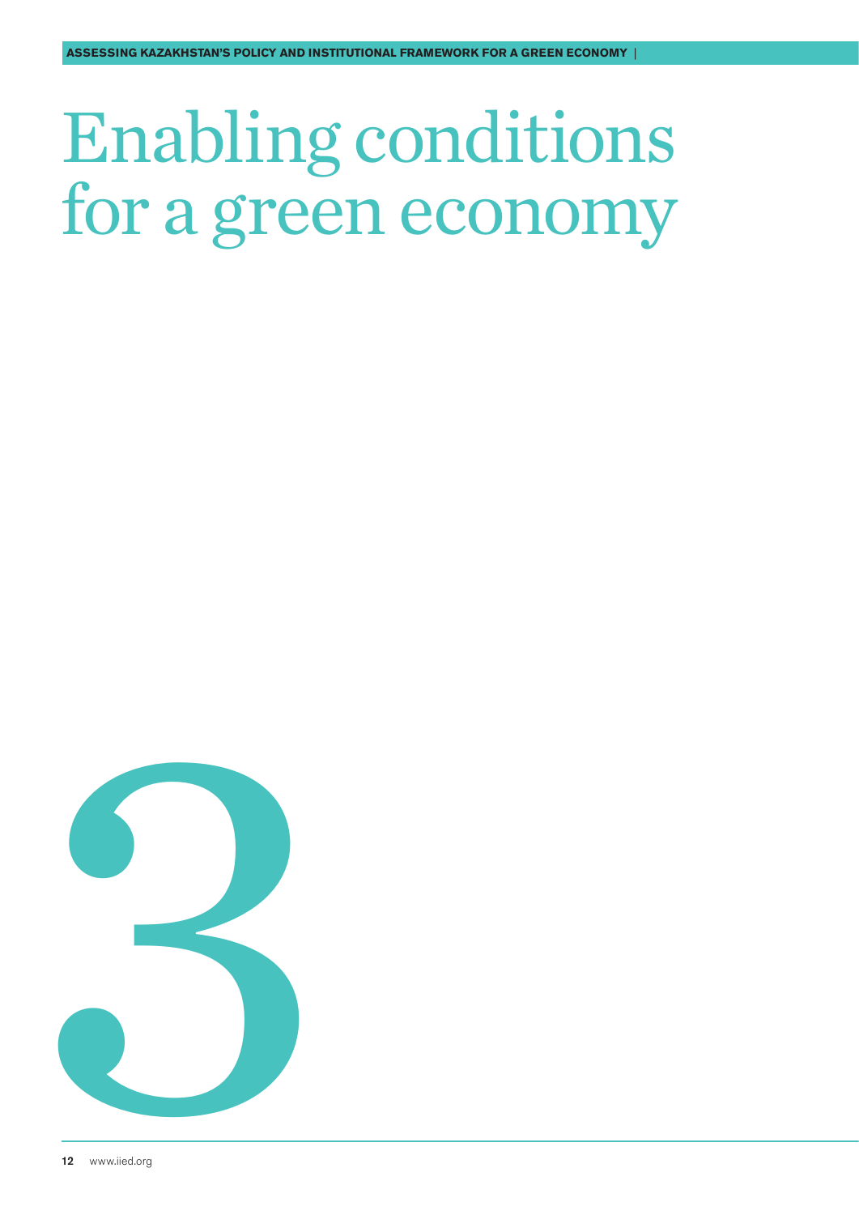# Enabling conditions for a green economy

# 3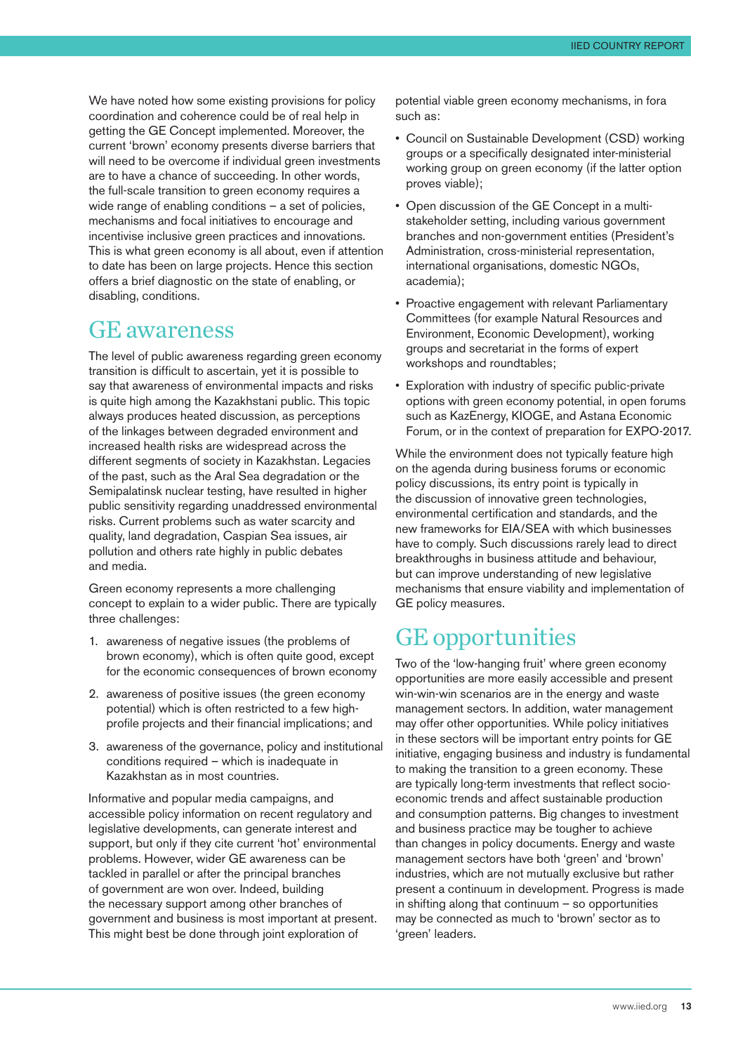We have noted how some existing provisions for policy coordination and coherence could be of real help in getting the GE Concept implemented. Moreover, the current 'brown' economy presents diverse barriers that will need to be overcome if individual green investments are to have a chance of succeeding. In other words, the full-scale transition to green economy requires a wide range of enabling conditions – a set of policies, mechanisms and focal initiatives to encourage and incentivise inclusive green practices and innovations. This is what green economy is all about, even if attention to date has been on large projects. Hence this section offers a brief diagnostic on the state of enabling, or disabling, conditions.

## GE awareness

The level of public awareness regarding green economy transition is difficult to ascertain, yet it is possible to say that awareness of environmental impacts and risks is quite high among the Kazakhstani public. This topic always produces heated discussion, as perceptions of the linkages between degraded environment and increased health risks are widespread across the different segments of society in Kazakhstan. Legacies of the past, such as the Aral Sea degradation or the Semipalatinsk nuclear testing, have resulted in higher public sensitivity regarding unaddressed environmental risks. Current problems such as water scarcity and quality, land degradation, Caspian Sea issues, air pollution and others rate highly in public debates and media.

Green economy represents a more challenging concept to explain to a wider public. There are typically three challenges:

1. awareness of negative issues (the problems of brown economy), which is often quite good, except for the economic consequences of brown economy
2. awareness of positive issues (the green economy potential) which is often restricted to a few high-profile projects and their financial implications; and
3. awareness of the governance, policy and institutional conditions required – which is inadequate in Kazakhstan as in most countries.

Informative and popular media campaigns, and accessible policy information on recent regulatory and legislative developments, can generate interest and support, but only if they cite current 'hot' environmental problems. However, wider GE awareness can be tackled in parallel or after the principal branches of government are won over. Indeed, building the necessary support among other branches of government and business is most important at present. This might best be done through joint exploration of potential viable green economy mechanisms, in fora such as:

- Council on Sustainable Development (CSD) working groups or a specifically designated inter-ministerial working group on green economy (if the latter option proves viable);
- Open discussion of the GE Concept in a multi-stakeholder setting, including various government branches and non-government entities (President's Administration, cross-ministerial representation, international organisations, domestic NGOs, academia);
- Proactive engagement with relevant Parliamentary Committees (for example Natural Resources and Environment, Economic Development), working groups and secretariat in the forms of expert workshops and roundtables;
- Exploration with industry of specific public-private options with green economy potential, in open forums such as KazEnergy, KIOGE, and Astana Economic Forum, or in the context of preparation for EXPO-2017.

While the environment does not typically feature high on the agenda during business forums or economic policy discussions, its entry point is typically in the discussion of innovative green technologies, environmental certification and standards, and the new frameworks for EIA/SEA with which businesses have to comply. Such discussions rarely lead to direct breakthroughs in business attitude and behaviour, but can improve understanding of new legislative mechanisms that ensure viability and implementation of GE policy measures.

## GE opportunities

Two of the 'low-hanging fruit' where green economy opportunities are more easily accessible and present win-win-win scenarios are in the energy and waste management sectors. In addition, water management may offer other opportunities. While policy initiatives in these sectors will be important entry points for GE initiative, engaging business and industry is fundamental to making the transition to a green economy. These are typically long-term investments that reflect socio-economic trends and affect sustainable production and consumption patterns. Big changes to investment and business practice may be tougher to achieve than changes in policy documents. Energy and waste management sectors have both 'green' and 'brown' industries, which are not mutually exclusive but rather present a continuum in development. Progress is made in shifting along that continuum – so opportunities may be connected as much to 'brown' sector as to 'green' leaders.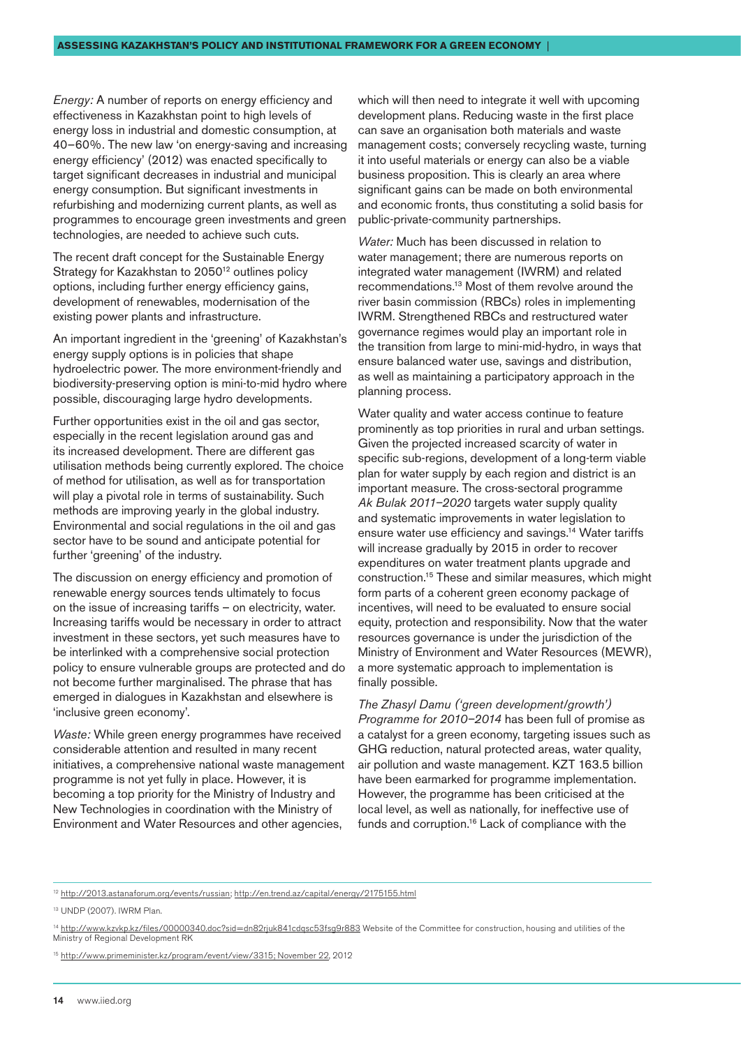*Energy:* A number of reports on energy efficiency and effectiveness in Kazakhstan point to high levels of energy loss in industrial and domestic consumption, at 40–60%. The new law 'on energy-saving and increasing energy efficiency' (2012) was enacted specifically to target significant decreases in industrial and municipal energy consumption. But significant investments in refurbishing and modernizing current plants, as well as programmes to encourage green investments and green technologies, are needed to achieve such cuts.

The recent draft concept for the Sustainable Energy Strategy for Kazakhstan to 2050[12] outlines policy options, including further energy efficiency gains, development of renewables, modernisation of the existing power plants and infrastructure.

An important ingredient in the 'greening' of Kazakhstan's energy supply options is in policies that shape hydroelectric power. The more environment-friendly and biodiversity-preserving option is mini-to-mid hydro where possible, discouraging large hydro developments.

Further opportunities exist in the oil and gas sector, especially in the recent legislation around gas and its increased development. There are different gas utilisation methods being currently explored. The choice of method for utilisation, as well as for transportation will play a pivotal role in terms of sustainability. Such methods are improving yearly in the global industry. Environmental and social regulations in the oil and gas sector have to be sound and anticipate potential for further 'greening' of the industry.

The discussion on energy efficiency and promotion of renewable energy sources tends ultimately to focus on the issue of increasing tariffs – on electricity, water. Increasing tariffs would be necessary in order to attract investment in these sectors, yet such measures have to be interlinked with a comprehensive social protection policy to ensure vulnerable groups are protected and do not become further marginalised. The phrase that has emerged in dialogues in Kazakhstan and elsewhere is 'inclusive green economy'.

*Waste:* While green energy programmes have received considerable attention and resulted in many recent initiatives, a comprehensive national waste management programme is not yet fully in place. However, it is becoming a top priority for the Ministry of Industry and New Technologies in coordination with the Ministry of Environment and Water Resources and other agencies, which will then need to integrate it well with upcoming development plans. Reducing waste in the first place can save an organisation both materials and waste management costs; conversely recycling waste, turning it into useful materials or energy can also be a viable business proposition. This is clearly an area where significant gains can be made on both environmental and economic fronts, thus constituting a solid basis for public-private-community partnerships.

*Water:* Much has been discussed in relation to water management; there are numerous reports on integrated water management (IWRM) and related recommendations.[13] Most of them revolve around the river basin commission (RBCs) roles in implementing IWRM. Strengthened RBCs and restructured water governance regimes would play an important role in the transition from large to mini-mid-hydro, in ways that ensure balanced water use, savings and distribution, as well as maintaining a participatory approach in the planning process.

Water quality and water access continue to feature prominently as top priorities in rural and urban settings. Given the projected increased scarcity of water in specific sub-regions, development of a long-term viable plan for water supply by each region and district is an important measure. The cross-sectoral programme *Ak Bulak 2011–2020* targets water supply quality and systematic improvements in water legislation to ensure water use efficiency and savings.[14] Water tariffs will increase gradually by 2015 in order to recover expenditures on water treatment plants upgrade and construction.[15] These and similar measures, which might form parts of a coherent green economy package of incentives, will need to be evaluated to ensure social equity, protection and responsibility. Now that the water resources governance is under the jurisdiction of the Ministry of Environment and Water Resources (MEWR), a more systematic approach to implementation is finally possible.

*The Zhasyl Damu ('green development/growth') Programme for 2010–2014* has been full of promise as a catalyst for a green economy, targeting issues such as GHG reduction, natural protected areas, water quality, air pollution and waste management. KZT 163.5 billion have been earmarked for programme implementation. However, the programme has been criticised at the local level, as well as nationally, for ineffective use of funds and corruption.[16] Lack of compliance with the

---

[12] http://2013.astanaforum.org/events/russian; http://en.trend.az/capital/energy/2175155.html

[13] UNDP (2007). IWRM Plan.

[14] http://www.kzvkp.kz/files/00000340.doc?sid=dn82rjuk841cdgsc53fsg9r883 Website of the Committee for construction, housing and utilities of the Ministry of Regional Development RK

[15] http://www.primeminister.kz/program/event/view/3315; November 22, 2012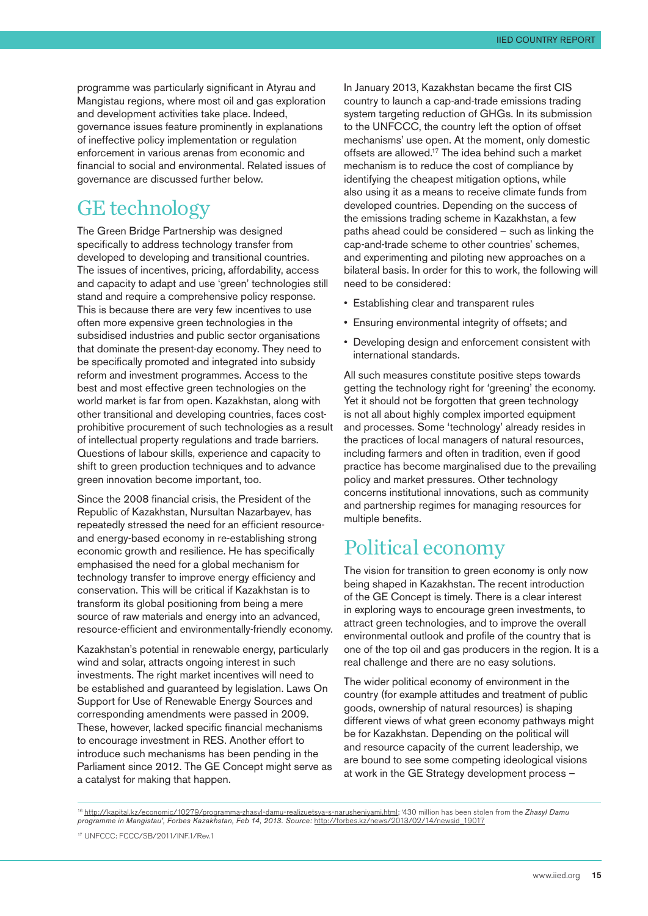programme was particularly significant in Atyrau and Mangistau regions, where most oil and gas exploration and development activities take place. Indeed, governance issues feature prominently in explanations of ineffective policy implementation or regulation enforcement in various arenas from economic and financial to social and environmental. Related issues of governance are discussed further below.

## GE technology

The Green Bridge Partnership was designed specifically to address technology transfer from developed to developing and transitional countries. The issues of incentives, pricing, affordability, access and capacity to adapt and use 'green' technologies still stand and require a comprehensive policy response. This is because there are very few incentives to use often more expensive green technologies in the subsidised industries and public sector organisations that dominate the present-day economy. They need to be specifically promoted and integrated into subsidy reform and investment programmes. Access to the best and most effective green technologies on the world market is far from open. Kazakhstan, along with other transitional and developing countries, faces cost-prohibitive procurement of such technologies as a result of intellectual property regulations and trade barriers. Questions of labour skills, experience and capacity to shift to green production techniques and to advance green innovation become important, too.

Since the 2008 financial crisis, the President of the Republic of Kazakhstan, Nursultan Nazarbayev, has repeatedly stressed the need for an efficient resource- and energy-based economy in re-establishing strong economic growth and resilience. He has specifically emphasised the need for a global mechanism for technology transfer to improve energy efficiency and conservation. This will be critical if Kazakhstan is to transform its global positioning from being a mere source of raw materials and energy into an advanced, resource-efficient and environmentally-friendly economy.

Kazakhstan's potential in renewable energy, particularly wind and solar, attracts ongoing interest in such investments. The right market incentives will need to be established and guaranteed by legislation. Laws On Support for Use of Renewable Energy Sources and corresponding amendments were passed in 2009. These, however, lacked specific financial mechanisms to encourage investment in RES. Another effort to introduce such mechanisms has been pending in the Parliament since 2012. The GE Concept might serve as a catalyst for making that happen.

In January 2013, Kazakhstan became the first CIS country to launch a cap-and-trade emissions trading system targeting reduction of GHGs. In its submission to the UNFCCC, the country left the option of offset mechanisms' use open. At the moment, only domestic offsets are allowed.[17] The idea behind such a market mechanism is to reduce the cost of compliance by identifying the cheapest mitigation options, while also using it as a means to receive climate funds from developed countries. Depending on the success of the emissions trading scheme in Kazakhstan, a few paths ahead could be considered – such as linking the cap-and-trade scheme to other countries' schemes, and experimenting and piloting new approaches on a bilateral basis. In order for this to work, the following will need to be considered:

- Establishing clear and transparent rules
- Ensuring environmental integrity of offsets; and
- Developing design and enforcement consistent with international standards.

All such measures constitute positive steps towards getting the technology right for 'greening' the economy. Yet it should not be forgotten that green technology is not all about highly complex imported equipment and processes. Some 'technology' already resides in the practices of local managers of natural resources, including farmers and often in tradition, even if good practice has become marginalised due to the prevailing policy and market pressures. Other technology concerns institutional innovations, such as community and partnership regimes for managing resources for multiple benefits.

## Political economy

The vision for transition to green economy is only now being shaped in Kazakhstan. The recent introduction of the GE Concept is timely. There is a clear interest in exploring ways to encourage green investments, to attract green technologies, and to improve the overall environmental outlook and profile of the country that is one of the top oil and gas producers in the region. It is a real challenge and there are no easy solutions.

The wider political economy of environment in the country (for example attitudes and treatment of public goods, ownership of natural resources) is shaping different views of what green economy pathways might be for Kazakhstan. Depending on the political will and resource capacity of the current leadership, we are bound to see some competing ideological visions at work in the GE Strategy development process –

---

[16] http://kapital.kz/economic/10279/programma-zhasyl-damu-realizuetsya-s-narusheniyami.html; '430 million has been stolen from the *Zhasyl Damu programme in Mangistau', Forbes Kazakhstan, Feb 14, 2013. Source:* http://forbes.kz/news/2013/02/14/newsid_19017

[17] UNFCCC: FCCC/SB/2011/INF.1/Rev.1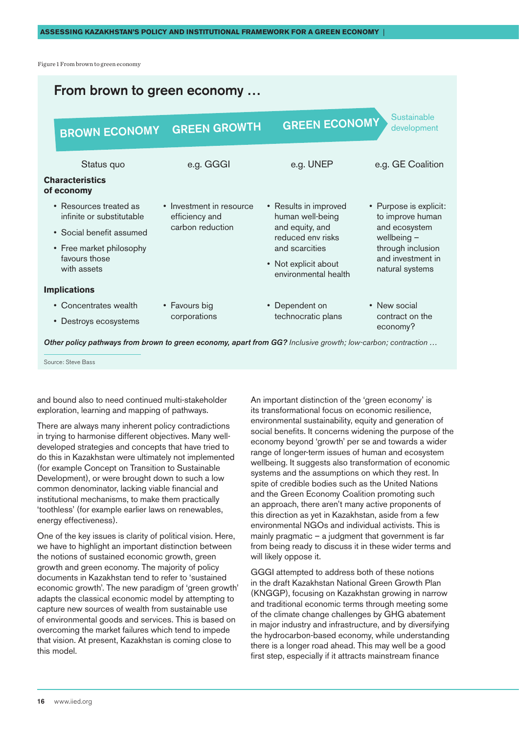Figure 1 From brown to green economy

## From brown to green economy …

| BROWN ECONOMY | GREEN GROWTH | GREEN ECONOMY | Sustainable development |
|---|---|---|---|
| Status quo | e.g. GGGI | e.g. UNEP | e.g. GE Coalition |
| **Characteristics of economy** | | | |
| • Resources treated as infinite or substitutable<br>• Social benefit assumed<br>• Free market philosophy favours those with assets | • Investment in resource efficiency and carbon reduction | • Results in improved human well-being and equity, and reduced env risks and scarcities<br>• Not explicit about environmental health | • Purpose is explicit: to improve human and ecosystem wellbeing – through inclusion and investment in natural systems |
| **Implications** | | | |
| • Concentrates wealth<br>• Destroys ecosystems | • Favours big corporations | • Dependent on technocratic plans | • New social contract on the economy? |

***Other policy pathways from brown to green economy, apart from GG?*** *Inclusive growth; low-carbon; contraction …*

Source: Steve Bass

and bound also to need continued multi-stakeholder exploration, learning and mapping of pathways.

There are always many inherent policy contradictions in trying to harmonise different objectives. Many well-developed strategies and concepts that have tried to do this in Kazakhstan were ultimately not implemented (for example Concept on Transition to Sustainable Development), or were brought down to such a low common denominator, lacking viable financial and institutional mechanisms, to make them practically 'toothless' (for example earlier laws on renewables, energy effectiveness).

One of the key issues is clarity of political vision. Here, we have to highlight an important distinction between the notions of sustained economic growth, green growth and green economy. The majority of policy documents in Kazakhstan tend to refer to 'sustained economic growth'. The new paradigm of 'green growth' adapts the classical economic model by attempting to capture new sources of wealth from sustainable use of environmental goods and services. This is based on overcoming the market failures which tend to impede that vision. At present, Kazakhstan is coming close to this model.

An important distinction of the 'green economy' is its transformational focus on economic resilience, environmental sustainability, equity and generation of social benefits. It concerns widening the purpose of the economy beyond 'growth' per se and towards a wider range of longer-term issues of human and ecosystem wellbeing. It suggests also transformation of economic systems and the assumptions on which they rest. In spite of credible bodies such as the United Nations and the Green Economy Coalition promoting such an approach, there aren't many active proponents of this direction as yet in Kazakhstan, aside from a few environmental NGOs and individual activists. This is mainly pragmatic – a judgment that government is far from being ready to discuss it in these wider terms and will likely oppose it.

GGGI attempted to address both of these notions in the draft Kazakhstan National Green Growth Plan (KNGGP), focusing on Kazakhstan growing in narrow and traditional economic terms through meeting some of the climate change challenges by GHG abatement in major industry and infrastructure, and by diversifying the hydrocarbon-based economy, while understanding there is a longer road ahead. This may well be a good first step, especially if it attracts mainstream finance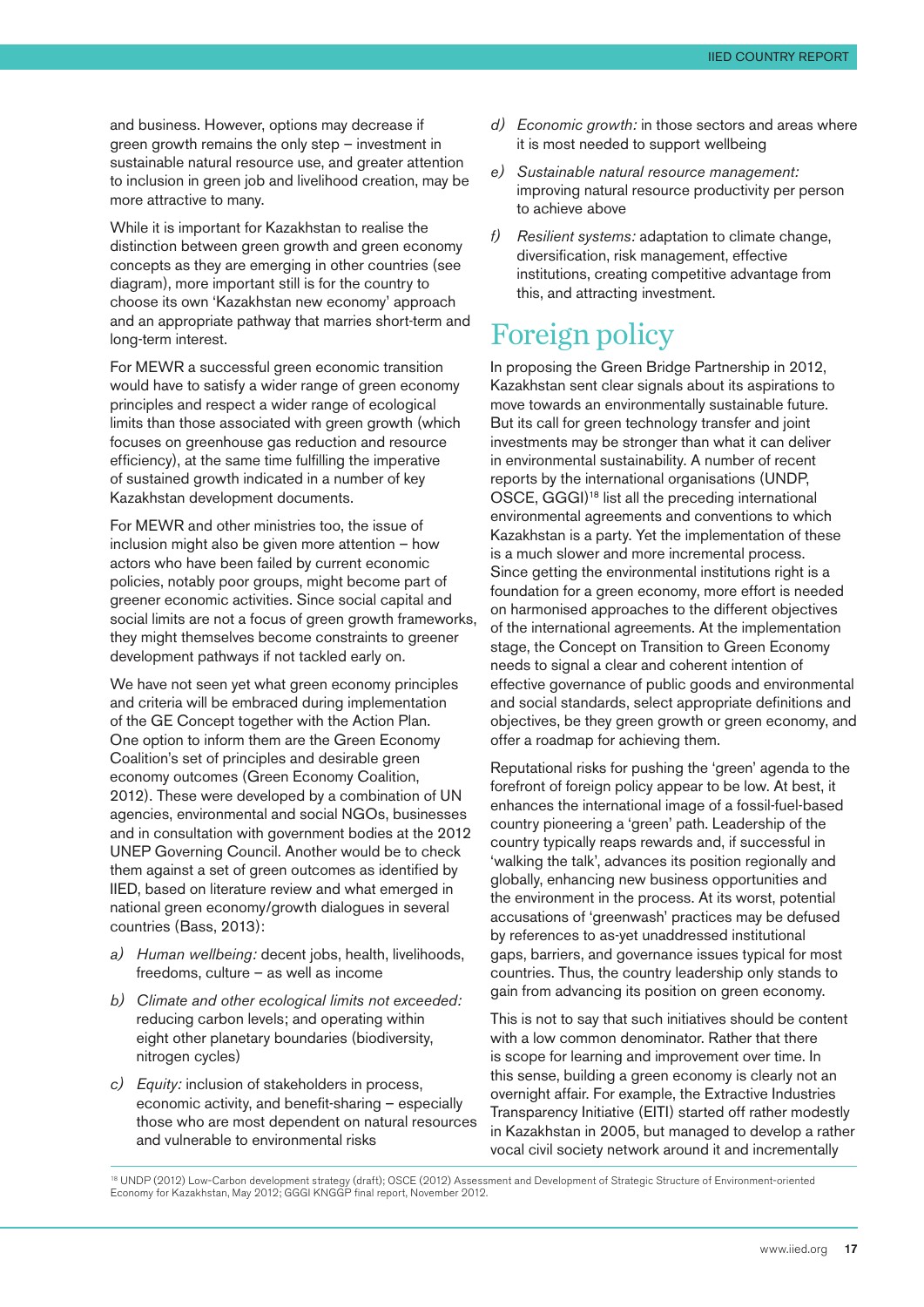and business. However, options may decrease if green growth remains the only step – investment in sustainable natural resource use, and greater attention to inclusion in green job and livelihood creation, may be more attractive to many.

While it is important for Kazakhstan to realise the distinction between green growth and green economy concepts as they are emerging in other countries (see diagram), more important still is for the country to choose its own 'Kazakhstan new economy' approach and an appropriate pathway that marries short-term and long-term interest.

For MEWR a successful green economic transition would have to satisfy a wider range of green economy principles and respect a wider range of ecological limits than those associated with green growth (which focuses on greenhouse gas reduction and resource efficiency), at the same time fulfilling the imperative of sustained growth indicated in a number of key Kazakhstan development documents.

For MEWR and other ministries too, the issue of inclusion might also be given more attention – how actors who have been failed by current economic policies, notably poor groups, might become part of greener economic activities. Since social capital and social limits are not a focus of green growth frameworks, they might themselves become constraints to greener development pathways if not tackled early on.

We have not seen yet what green economy principles and criteria will be embraced during implementation of the GE Concept together with the Action Plan. One option to inform them are the Green Economy Coalition's set of principles and desirable green economy outcomes (Green Economy Coalition, 2012). These were developed by a combination of UN agencies, environmental and social NGOs, businesses and in consultation with government bodies at the 2012 UNEP Governing Council. Another would be to check them against a set of green outcomes as identified by IIED, based on literature review and what emerged in national green economy/growth dialogues in several countries (Bass, 2013):

a) *Human wellbeing:* decent jobs, health, livelihoods, freedoms, culture – as well as income

b) *Climate and other ecological limits not exceeded:* reducing carbon levels; and operating within eight other planetary boundaries (biodiversity, nitrogen cycles)

c) *Equity:* inclusion of stakeholders in process, economic activity, and benefit-sharing – especially those who are most dependent on natural resources and vulnerable to environmental risks

d) *Economic growth:* in those sectors and areas where it is most needed to support wellbeing

e) *Sustainable natural resource management:* improving natural resource productivity per person to achieve above

f) *Resilient systems:* adaptation to climate change, diversification, risk management, effective institutions, creating competitive advantage from this, and attracting investment.

# Foreign policy

In proposing the Green Bridge Partnership in 2012, Kazakhstan sent clear signals about its aspirations to move towards an environmentally sustainable future. But its call for green technology transfer and joint investments may be stronger than what it can deliver in environmental sustainability. A number of recent reports by the international organisations (UNDP, OSCE, GGGI)[18] list all the preceding international environmental agreements and conventions to which Kazakhstan is a party. Yet the implementation of these is a much slower and more incremental process. Since getting the environmental institutions right is a foundation for a green economy, more effort is needed on harmonised approaches to the different objectives of the international agreements. At the implementation stage, the Concept on Transition to Green Economy needs to signal a clear and coherent intention of effective governance of public goods and environmental and social standards, select appropriate definitions and objectives, be they green growth or green economy, and offer a roadmap for achieving them.

Reputational risks for pushing the 'green' agenda to the forefront of foreign policy appear to be low. At best, it enhances the international image of a fossil-fuel-based country pioneering a 'green' path. Leadership of the country typically reaps rewards and, if successful in 'walking the talk', advances its position regionally and globally, enhancing new business opportunities and the environment in the process. At its worst, potential accusations of 'greenwash' practices may be defused by references to as-yet unaddressed institutional gaps, barriers, and governance issues typical for most countries. Thus, the country leadership only stands to gain from advancing its position on green economy.

This is not to say that such initiatives should be content with a low common denominator. Rather that there is scope for learning and improvement over time. In this sense, building a green economy is clearly not an overnight affair. For example, the Extractive Industries Transparency Initiative (EITI) started off rather modestly in Kazakhstan in 2005, but managed to develop a rather vocal civil society network around it and incrementally

[18] UNDP (2012) Low-Carbon development strategy (draft); OSCE (2012) Assessment and Development of Strategic Structure of Environment-oriented Economy for Kazakhstan, May 2012; GGGI KNGGP final report, November 2012.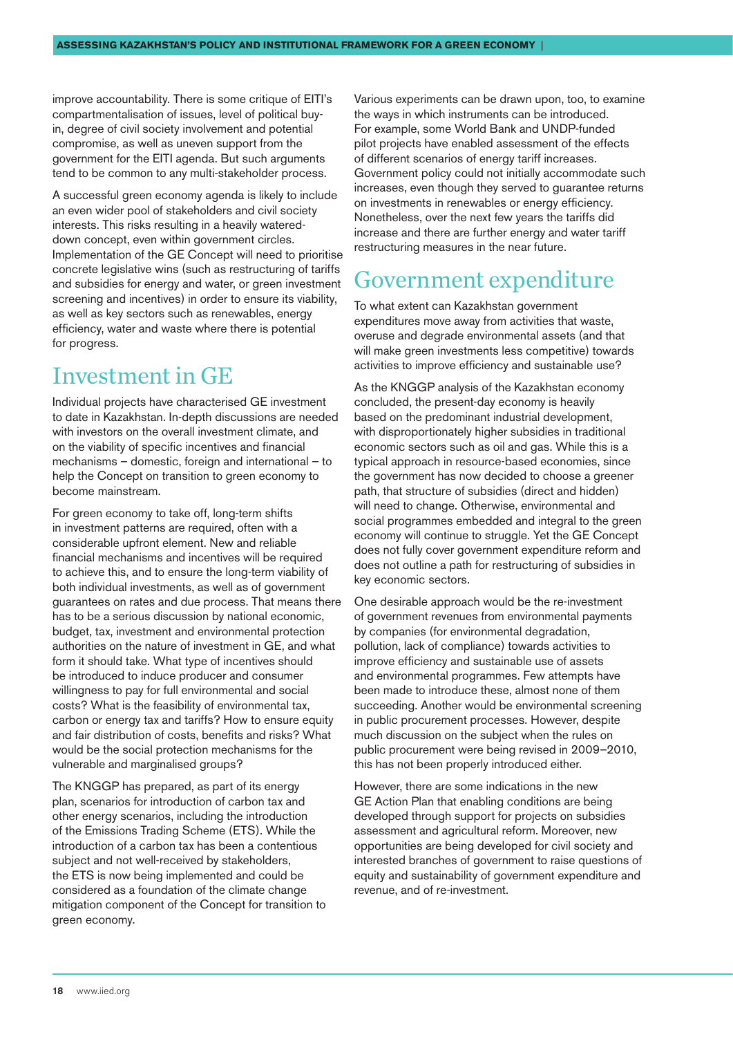improve accountability. There is some critique of EITI's compartmentalisation of issues, level of political buy-in, degree of civil society involvement and potential compromise, as well as uneven support from the government for the EITI agenda. But such arguments tend to be common to any multi-stakeholder process.

A successful green economy agenda is likely to include an even wider pool of stakeholders and civil society interests. This risks resulting in a heavily watered-down concept, even within government circles. Implementation of the GE Concept will need to prioritise concrete legislative wins (such as restructuring of tariffs and subsidies for energy and water, or green investment screening and incentives) in order to ensure its viability, as well as key sectors such as renewables, energy efficiency, water and waste where there is potential for progress.

## Investment in GE

Individual projects have characterised GE investment to date in Kazakhstan. In-depth discussions are needed with investors on the overall investment climate, and on the viability of specific incentives and financial mechanisms – domestic, foreign and international – to help the Concept on transition to green economy to become mainstream.

For green economy to take off, long-term shifts in investment patterns are required, often with a considerable upfront element. New and reliable financial mechanisms and incentives will be required to achieve this, and to ensure the long-term viability of both individual investments, as well as of government guarantees on rates and due process. That means there has to be a serious discussion by national economic, budget, tax, investment and environmental protection authorities on the nature of investment in GE, and what form it should take. What type of incentives should be introduced to induce producer and consumer willingness to pay for full environmental and social costs? What is the feasibility of environmental tax, carbon or energy tax and tariffs? How to ensure equity and fair distribution of costs, benefits and risks? What would be the social protection mechanisms for the vulnerable and marginalised groups?

The KNGGP has prepared, as part of its energy plan, scenarios for introduction of carbon tax and other energy scenarios, including the introduction of the Emissions Trading Scheme (ETS). While the introduction of a carbon tax has been a contentious subject and not well-received by stakeholders, the ETS is now being implemented and could be considered as a foundation of the climate change mitigation component of the Concept for transition to green economy.

Various experiments can be drawn upon, too, to examine the ways in which instruments can be introduced. For example, some World Bank and UNDP-funded pilot projects have enabled assessment of the effects of different scenarios of energy tariff increases. Government policy could not initially accommodate such increases, even though they served to guarantee returns on investments in renewables or energy efficiency. Nonetheless, over the next few years the tariffs did increase and there are further energy and water tariff restructuring measures in the near future.

## Government expenditure

To what extent can Kazakhstan government expenditures move away from activities that waste, overuse and degrade environmental assets (and that will make green investments less competitive) towards activities to improve efficiency and sustainable use?

As the KNGGP analysis of the Kazakhstan economy concluded, the present-day economy is heavily based on the predominant industrial development, with disproportionately higher subsidies in traditional economic sectors such as oil and gas. While this is a typical approach in resource-based economies, since the government has now decided to choose a greener path, that structure of subsidies (direct and hidden) will need to change. Otherwise, environmental and social programmes embedded and integral to the green economy will continue to struggle. Yet the GE Concept does not fully cover government expenditure reform and does not outline a path for restructuring of subsidies in key economic sectors.

One desirable approach would be the re-investment of government revenues from environmental payments by companies (for environmental degradation, pollution, lack of compliance) towards activities to improve efficiency and sustainable use of assets and environmental programmes. Few attempts have been made to introduce these, almost none of them succeeding. Another would be environmental screening in public procurement processes. However, despite much discussion on the subject when the rules on public procurement were being revised in 2009–2010, this has not been properly introduced either.

However, there are some indications in the new GE Action Plan that enabling conditions are being developed through support for projects on subsidies assessment and agricultural reform. Moreover, new opportunities are being developed for civil society and interested branches of government to raise questions of equity and sustainability of government expenditure and revenue, and of re-investment.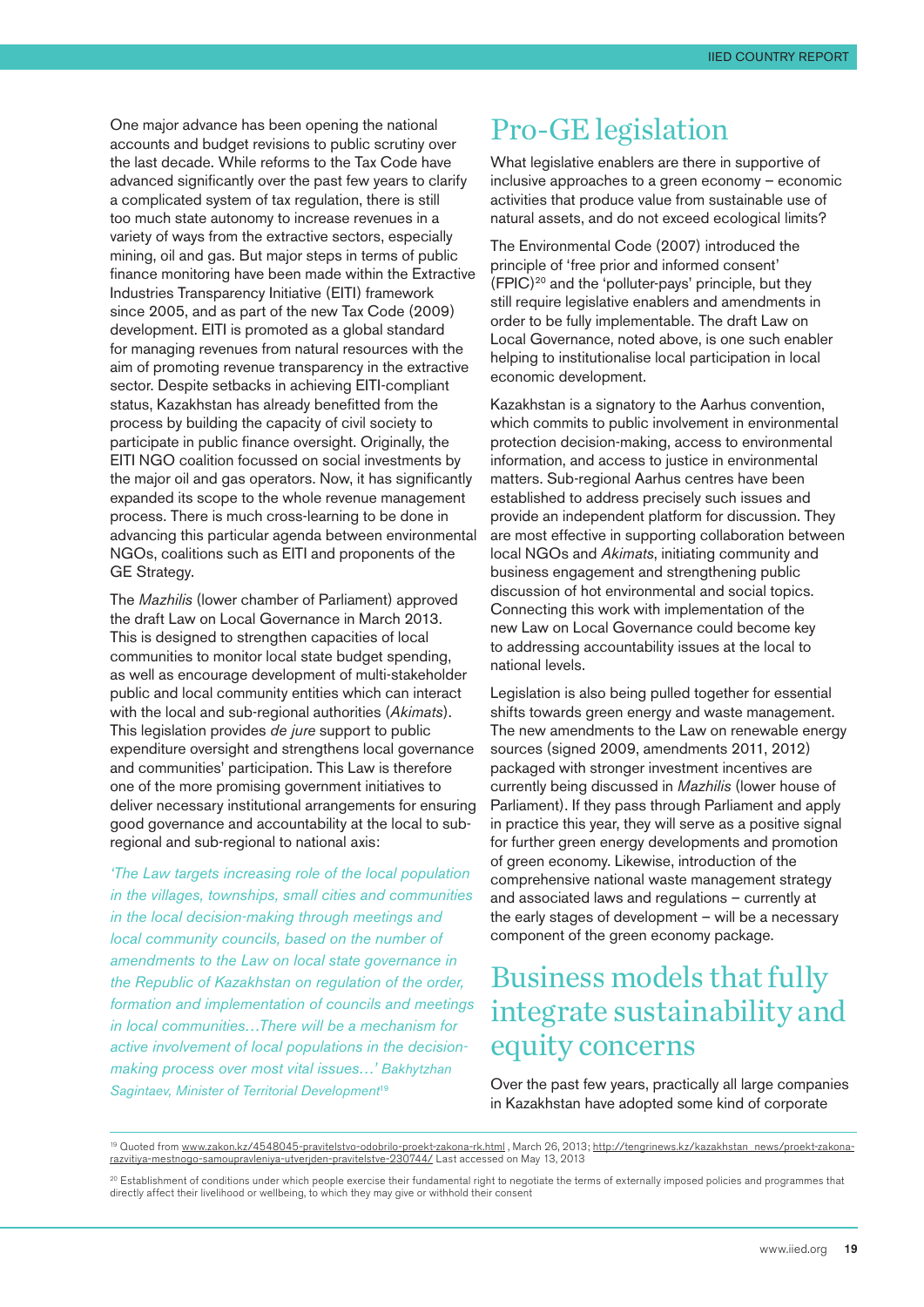One major advance has been opening the national accounts and budget revisions to public scrutiny over the last decade. While reforms to the Tax Code have advanced significantly over the past few years to clarify a complicated system of tax regulation, there is still too much state autonomy to increase revenues in a variety of ways from the extractive sectors, especially mining, oil and gas. But major steps in terms of public finance monitoring have been made within the Extractive Industries Transparency Initiative (EITI) framework since 2005, and as part of the new Tax Code (2009) development. EITI is promoted as a global standard for managing revenues from natural resources with the aim of promoting revenue transparency in the extractive sector. Despite setbacks in achieving EITI-compliant status, Kazakhstan has already benefitted from the process by building the capacity of civil society to participate in public finance oversight. Originally, the EITI NGO coalition focussed on social investments by the major oil and gas operators. Now, it has significantly expanded its scope to the whole revenue management process. There is much cross-learning to be done in advancing this particular agenda between environmental NGOs, coalitions such as EITI and proponents of the GE Strategy.

The *Mazhilis* (lower chamber of Parliament) approved the draft Law on Local Governance in March 2013. This is designed to strengthen capacities of local communities to monitor local state budget spending, as well as encourage development of multi-stakeholder public and local community entities which can interact with the local and sub-regional authorities (*Akimats*). This legislation provides *de jure* support to public expenditure oversight and strengthens local governance and communities' participation. This Law is therefore one of the more promising government initiatives to deliver necessary institutional arrangements for ensuring good governance and accountability at the local to sub-regional and sub-regional to national axis:

> *'The Law targets increasing role of the local population in the villages, townships, small cities and communities in the local decision-making through meetings and local community councils, based on the number of amendments to the Law on local state governance in the Republic of Kazakhstan on regulation of the order, formation and implementation of councils and meetings in local communities…There will be a mechanism for active involvement of local populations in the decision-making process over most vital issues…' Bakhytzhan Sagintaev, Minister of Territorial Development*[19]

## Pro-GE legislation

What legislative enablers are there in supportive of inclusive approaches to a green economy – economic activities that produce value from sustainable use of natural assets, and do not exceed ecological limits?

The Environmental Code (2007) introduced the principle of 'free prior and informed consent' (FPIC)[20] and the 'polluter-pays' principle, but they still require legislative enablers and amendments in order to be fully implementable. The draft Law on Local Governance, noted above, is one such enabler helping to institutionalise local participation in local economic development.

Kazakhstan is a signatory to the Aarhus convention, which commits to public involvement in environmental protection decision-making, access to environmental information, and access to justice in environmental matters. Sub-regional Aarhus centres have been established to address precisely such issues and provide an independent platform for discussion. They are most effective in supporting collaboration between local NGOs and *Akimats*, initiating community and business engagement and strengthening public discussion of hot environmental and social topics. Connecting this work with implementation of the new Law on Local Governance could become key to addressing accountability issues at the local to national levels.

Legislation is also being pulled together for essential shifts towards green energy and waste management. The new amendments to the Law on renewable energy sources (signed 2009, amendments 2011, 2012) packaged with stronger investment incentives are currently being discussed in *Mazhilis* (lower house of Parliament). If they pass through Parliament and apply in practice this year, they will serve as a positive signal for further green energy developments and promotion of green economy. Likewise, introduction of the comprehensive national waste management strategy and associated laws and regulations – currently at the early stages of development – will be a necessary component of the green economy package.

## Business models that fully integrate sustainability and equity concerns

Over the past few years, practically all large companies in Kazakhstan have adopted some kind of corporate

---

[19] Quoted from www.zakon.kz/4548045-pravitelstvo-odobrilo-proekt-zakona-rk.html , March 26, 2013; http://tengrinews.kz/kazakhstan_news/proekt-zakona-razvitiya-mestnogo-samoupravleniya-utverjden-pravitelstve-230744/ Last accessed on May 13, 2013

[20] Establishment of conditions under which people exercise their fundamental right to negotiate the terms of externally imposed policies and programmes that directly affect their livelihood or wellbeing, to which they may give or withhold their consent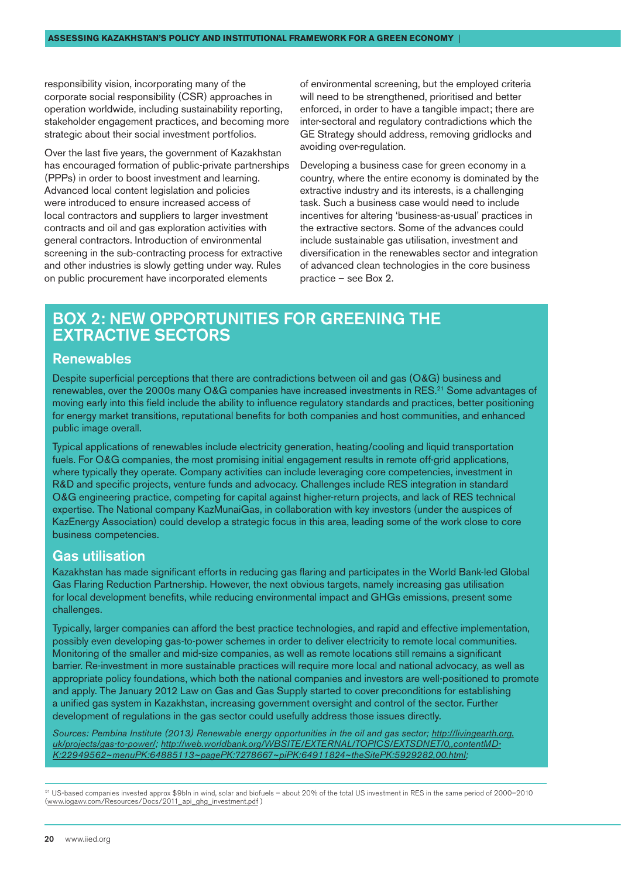responsibility vision, incorporating many of the corporate social responsibility (CSR) approaches in operation worldwide, including sustainability reporting, stakeholder engagement practices, and becoming more strategic about their social investment portfolios.

Over the last five years, the government of Kazakhstan has encouraged formation of public-private partnerships (PPPs) in order to boost investment and learning. Advanced local content legislation and policies were introduced to ensure increased access of local contractors and suppliers to larger investment contracts and oil and gas exploration activities with general contractors. Introduction of environmental screening in the sub-contracting process for extractive and other industries is slowly getting under way. Rules on public procurement have incorporated elements of environmental screening, but the employed criteria will need to be strengthened, prioritised and better enforced, in order to have a tangible impact; there are inter-sectoral and regulatory contradictions which the GE Strategy should address, removing gridlocks and avoiding over-regulation.

Developing a business case for green economy in a country, where the entire economy is dominated by the extractive industry and its interests, is a challenging task. Such a business case would need to include incentives for altering 'business-as-usual' practices in the extractive sectors. Some of the advances could include sustainable gas utilisation, investment and diversification in the renewables sector and integration of advanced clean technologies in the core business practice – see Box 2.

## BOX 2: NEW OPPORTUNITIES FOR GREENING THE EXTRACTIVE SECTORS

### Renewables

Despite superficial perceptions that there are contradictions between oil and gas (O&G) business and renewables, over the 2000s many O&G companies have increased investments in RES.[21] Some advantages of moving early into this field include the ability to influence regulatory standards and practices, better positioning for energy market transitions, reputational benefits for both companies and host communities, and enhanced public image overall.

Typical applications of renewables include electricity generation, heating/cooling and liquid transportation fuels. For O&G companies, the most promising initial engagement results in remote off-grid applications, where typically they operate. Company activities can include leveraging core competencies, investment in R&D and specific projects, venture funds and advocacy. Challenges include RES integration in standard O&G engineering practice, competing for capital against higher-return projects, and lack of RES technical expertise. The National company KazMunaiGas, in collaboration with key investors (under the auspices of KazEnergy Association) could develop a strategic focus in this area, leading some of the work close to core business competencies.

### Gas utilisation

Kazakhstan has made significant efforts in reducing gas flaring and participates in the World Bank-led Global Gas Flaring Reduction Partnership. However, the next obvious targets, namely increasing gas utilisation for local development benefits, while reducing environmental impact and GHGs emissions, present some challenges.

Typically, larger companies can afford the best practice technologies, and rapid and effective implementation, possibly even developing gas-to-power schemes in order to deliver electricity to remote local communities. Monitoring of the smaller and mid-size companies, as well as remote locations still remains a significant barrier. Re-investment in more sustainable practices will require more local and national advocacy, as well as appropriate policy foundations, which both the national companies and investors are well-positioned to promote and apply. The January 2012 Law on Gas and Gas Supply started to cover preconditions for establishing a unified gas system in Kazakhstan, increasing government oversight and control of the sector. Further development of regulations in the gas sector could usefully address those issues directly.

*Sources: Pembina Institute (2013) Renewable energy opportunities in the oil and gas sector; http://livingearth.org.uk/projects/gas-to-power/; http://web.worldbank.org/WBSITE/EXTERNAL/TOPICS/EXTSDNET/0,,contentMDK:22949562~menuPK:64885113~pagePK:7278667~piPK:64911824~theSitePK:5929282,00.html;*

[21] US-based companies invested approx $9bln in wind, solar and biofuels – about 20% of the total US investment in RES in the same period of 2000–2010 (www.iogawv.com/Resources/Docs/2011_api_ghg_investment.pdf )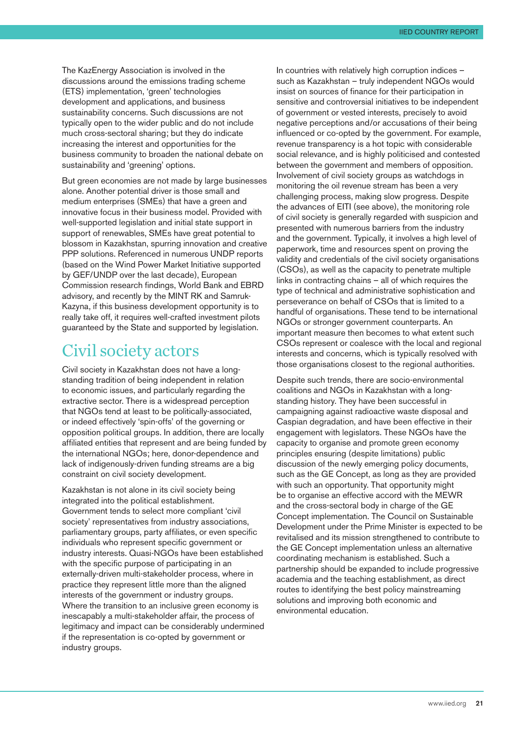The KazEnergy Association is involved in the discussions around the emissions trading scheme (ETS) implementation, 'green' technologies development and applications, and business sustainability concerns. Such discussions are not typically open to the wider public and do not include much cross-sectoral sharing; but they do indicate increasing the interest and opportunities for the business community to broaden the national debate on sustainability and 'greening' options.

But green economies are not made by large businesses alone. Another potential driver is those small and medium enterprises (SMEs) that have a green and innovative focus in their business model. Provided with well-supported legislation and initial state support in support of renewables, SMEs have great potential to blossom in Kazakhstan, spurring innovation and creative PPP solutions. Referenced in numerous UNDP reports (based on the Wind Power Market Initiative supported by GEF/UNDP over the last decade), European Commission research findings, World Bank and EBRD advisory, and recently by the MINT RK and Samruk-Kazyna, if this business development opportunity is to really take off, it requires well-crafted investment pilots guaranteed by the State and supported by legislation.

## Civil society actors

Civil society in Kazakhstan does not have a long-standing tradition of being independent in relation to economic issues, and particularly regarding the extractive sector. There is a widespread perception that NGOs tend at least to be politically-associated, or indeed effectively 'spin-offs' of the governing or opposition political groups. In addition, there are locally affiliated entities that represent and are being funded by the international NGOs; here, donor-dependence and lack of indigenously-driven funding streams are a big constraint on civil society development.

Kazakhstan is not alone in its civil society being integrated into the political establishment. Government tends to select more compliant 'civil society' representatives from industry associations, parliamentary groups, party affiliates, or even specific individuals who represent specific government or industry interests. Quasi-NGOs have been established with the specific purpose of participating in an externally-driven multi-stakeholder process, where in practice they represent little more than the aligned interests of the government or industry groups. Where the transition to an inclusive green economy is inescapably a multi-stakeholder affair, the process of legitimacy and impact can be considerably undermined if the representation is co-opted by government or industry groups.

In countries with relatively high corruption indices – such as Kazakhstan – truly independent NGOs would insist on sources of finance for their participation in sensitive and controversial initiatives to be independent of government or vested interests, precisely to avoid negative perceptions and/or accusations of their being influenced or co-opted by the government. For example, revenue transparency is a hot topic with considerable social relevance, and is highly politicised and contested between the government and members of opposition. Involvement of civil society groups as watchdogs in monitoring the oil revenue stream has been a very challenging process, making slow progress. Despite the advances of EITI (see above), the monitoring role of civil society is generally regarded with suspicion and presented with numerous barriers from the industry and the government. Typically, it involves a high level of paperwork, time and resources spent on proving the validity and credentials of the civil society organisations (CSOs), as well as the capacity to penetrate multiple links in contracting chains – all of which requires the type of technical and administrative sophistication and perseverance on behalf of CSOs that is limited to a handful of organisations. These tend to be international NGOs or stronger government counterparts. An important measure then becomes to what extent such CSOs represent or coalesce with the local and regional interests and concerns, which is typically resolved with those organisations closest to the regional authorities.

Despite such trends, there are socio-environmental coalitions and NGOs in Kazakhstan with a long-standing history. They have been successful in campaigning against radioactive waste disposal and Caspian degradation, and have been effective in their engagement with legislators. These NGOs have the capacity to organise and promote green economy principles ensuring (despite limitations) public discussion of the newly emerging policy documents, such as the GE Concept, as long as they are provided with such an opportunity. That opportunity might be to organise an effective accord with the MEWR and the cross-sectoral body in charge of the GE Concept implementation. The Council on Sustainable Development under the Prime Minister is expected to be revitalised and its mission strengthened to contribute to the GE Concept implementation unless an alternative coordinating mechanism is established. Such a partnership should be expanded to include progressive academia and the teaching establishment, as direct routes to identifying the best policy mainstreaming solutions and improving both economic and environmental education.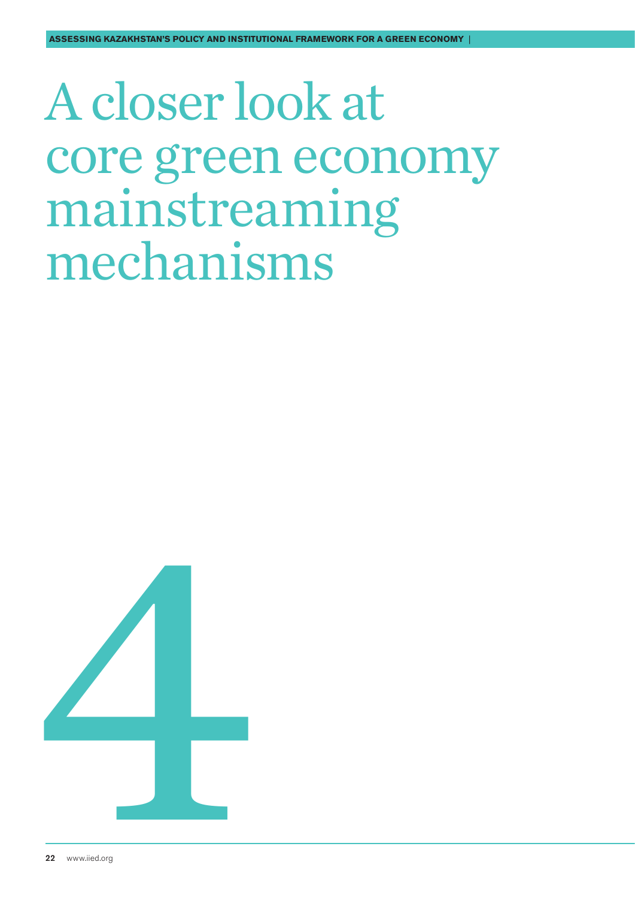# A closer look at core green economy mainstreaming mechanisms

# 4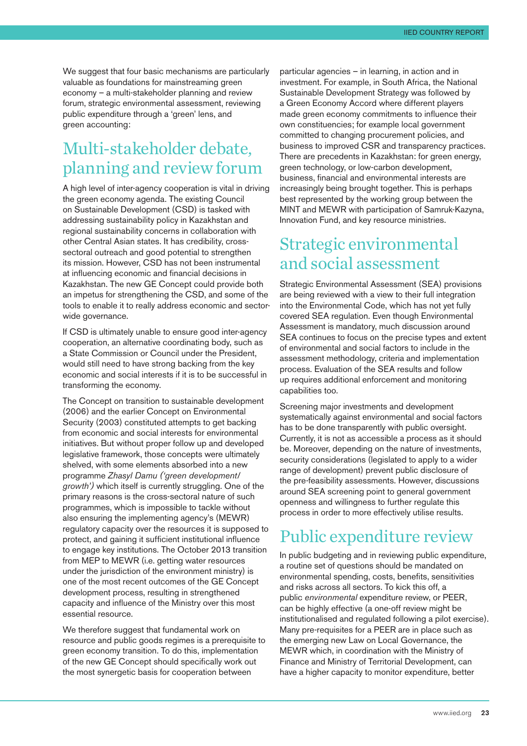We suggest that four basic mechanisms are particularly valuable as foundations for mainstreaming green economy – a multi-stakeholder planning and review forum, strategic environmental assessment, reviewing public expenditure through a 'green' lens, and green accounting:

## Multi-stakeholder debate, planning and review forum

A high level of inter-agency cooperation is vital in driving the green economy agenda. The existing Council on Sustainable Development (CSD) is tasked with addressing sustainability policy in Kazakhstan and regional sustainability concerns in collaboration with other Central Asian states. It has credibility, cross-sectoral outreach and good potential to strengthen its mission. However, CSD has not been instrumental at influencing economic and financial decisions in Kazakhstan. The new GE Concept could provide both an impetus for strengthening the CSD, and some of the tools to enable it to really address economic and sector-wide governance.

If CSD is ultimately unable to ensure good inter-agency cooperation, an alternative coordinating body, such as a State Commission or Council under the President, would still need to have strong backing from the key economic and social interests if it is to be successful in transforming the economy.

The Concept on transition to sustainable development (2006) and the earlier Concept on Environmental Security (2003) constituted attempts to get backing from economic and social interests for environmental initiatives. But without proper follow up and developed legislative framework, those concepts were ultimately shelved, with some elements absorbed into a new programme *Zhasyl Damu ('green development/growth')* which itself is currently struggling. One of the primary reasons is the cross-sectoral nature of such programmes, which is impossible to tackle without also ensuring the implementing agency's (MEWR) regulatory capacity over the resources it is supposed to protect, and gaining it sufficient institutional influence to engage key institutions. The October 2013 transition from MEP to MEWR (i.e. getting water resources under the jurisdiction of the environment ministry) is one of the most recent outcomes of the GE Concept development process, resulting in strengthened capacity and influence of the Ministry over this most essential resource.

We therefore suggest that fundamental work on resource and public goods regimes is a prerequisite to green economy transition. To do this, implementation of the new GE Concept should specifically work out the most synergetic basis for cooperation between particular agencies – in learning, in action and in investment. For example, in South Africa, the National Sustainable Development Strategy was followed by a Green Economy Accord where different players made green economy commitments to influence their own constituencies; for example local government committed to changing procurement policies, and business to improved CSR and transparency practices. There are precedents in Kazakhstan: for green energy, green technology, or low-carbon development, business, financial and environmental interests are increasingly being brought together. This is perhaps best represented by the working group between the MINT and MEWR with participation of Samruk-Kazyna, Innovation Fund, and key resource ministries.

## Strategic environmental and social assessment

Strategic Environmental Assessment (SEA) provisions are being reviewed with a view to their full integration into the Environmental Code, which has not yet fully covered SEA regulation. Even though Environmental Assessment is mandatory, much discussion around SEA continues to focus on the precise types and extent of environmental and social factors to include in the assessment methodology, criteria and implementation process. Evaluation of the SEA results and follow up requires additional enforcement and monitoring capabilities too.

Screening major investments and development systematically against environmental and social factors has to be done transparently with public oversight. Currently, it is not as accessible a process as it should be. Moreover, depending on the nature of investments, security considerations (legislated to apply to a wider range of development) prevent public disclosure of the pre-feasibility assessments. However, discussions around SEA screening point to general government openness and willingness to further regulate this process in order to more effectively utilise results.

## Public expenditure review

In public budgeting and in reviewing public expenditure, a routine set of questions should be mandated on environmental spending, costs, benefits, sensitivities and risks across all sectors. To kick this off, a public *environmental* expenditure review, or PEER, can be highly effective (a one-off review might be institutionalised and regulated following a pilot exercise). Many pre-requisites for a PEER are in place such as the emerging new Law on Local Governance, the MEWR which, in coordination with the Ministry of Finance and Ministry of Territorial Development, can have a higher capacity to monitor expenditure, better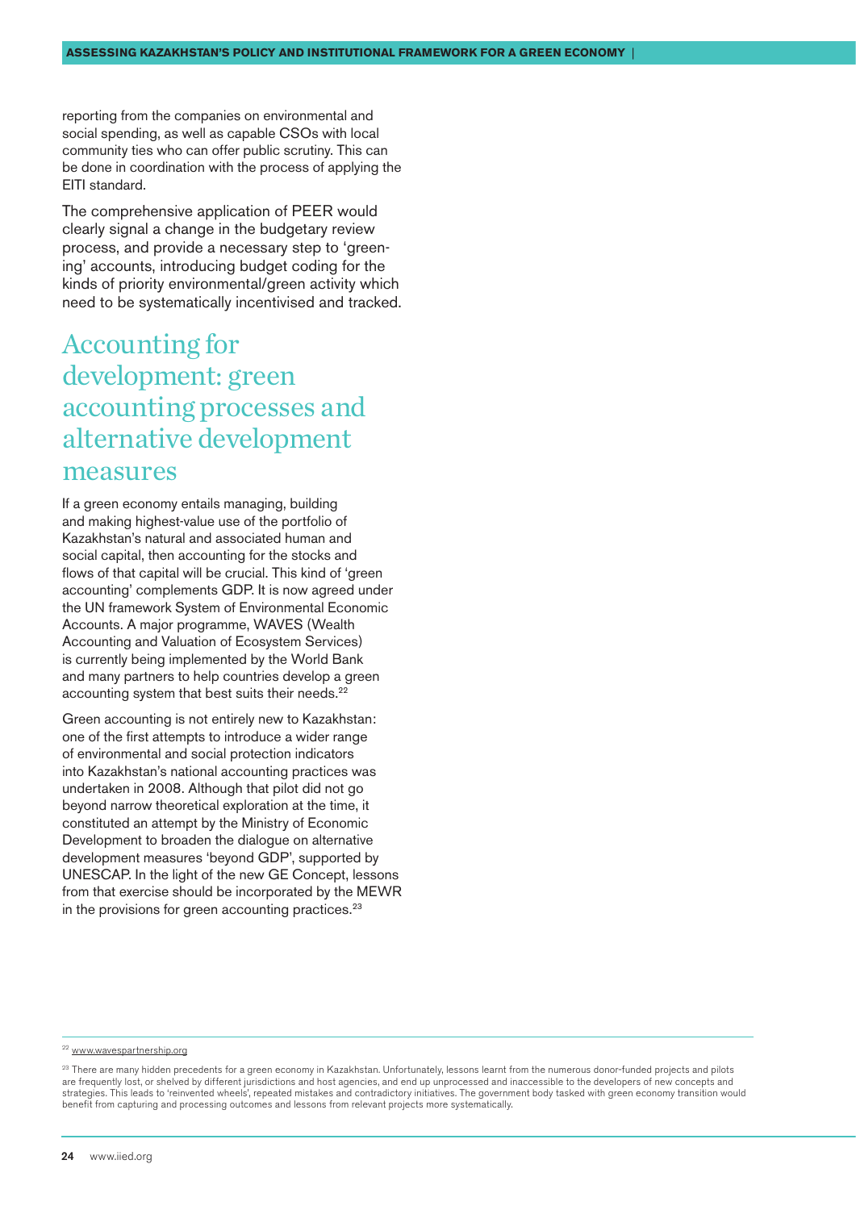reporting from the companies on environmental and social spending, as well as capable CSOs with local community ties who can offer public scrutiny. This can be done in coordination with the process of applying the EITI standard.

The comprehensive application of PEER would clearly signal a change in the budgetary review process, and provide a necessary step to 'greening' accounts, introducing budget coding for the kinds of priority environmental/green activity which need to be systematically incentivised and tracked.

## Accounting for development: green accounting processes and alternative development measures

If a green economy entails managing, building and making highest-value use of the portfolio of Kazakhstan's natural and associated human and social capital, then accounting for the stocks and flows of that capital will be crucial. This kind of 'green accounting' complements GDP. It is now agreed under the UN framework System of Environmental Economic Accounts. A major programme, WAVES (Wealth Accounting and Valuation of Ecosystem Services) is currently being implemented by the World Bank and many partners to help countries develop a green accounting system that best suits their needs.[22]

Green accounting is not entirely new to Kazakhstan: one of the first attempts to introduce a wider range of environmental and social protection indicators into Kazakhstan's national accounting practices was undertaken in 2008. Although that pilot did not go beyond narrow theoretical exploration at the time, it constituted an attempt by the Ministry of Economic Development to broaden the dialogue on alternative development measures 'beyond GDP', supported by UNESCAP. In the light of the new GE Concept, lessons from that exercise should be incorporated by the MEWR in the provisions for green accounting practices.[23]

---

[22] www.wavespartnership.org

[23] There are many hidden precedents for a green economy in Kazakhstan. Unfortunately, lessons learnt from the numerous donor-funded projects and pilots are frequently lost, or shelved by different jurisdictions and host agencies, and end up unprocessed and inaccessible to the developers of new concepts and strategies. This leads to 'reinvented wheels', repeated mistakes and contradictory initiatives. The government body tasked with green economy transition would benefit from capturing and processing outcomes and lessons from relevant projects more systematically.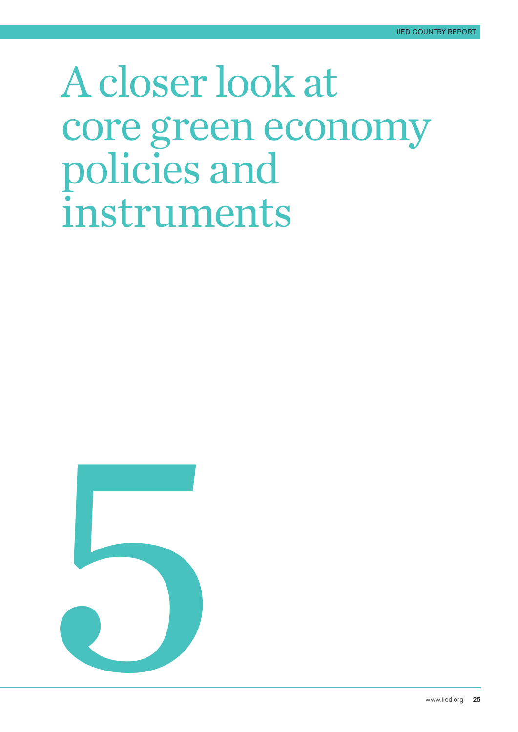# A closer look at core green economy policies and instruments

5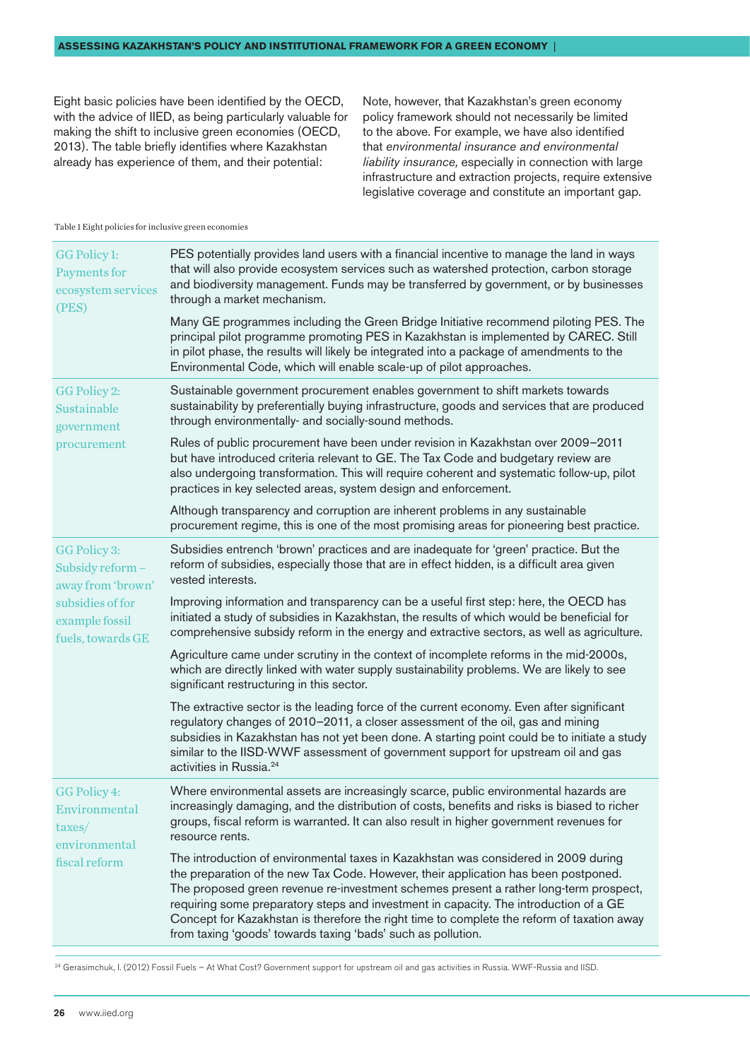Eight basic policies have been identified by the OECD, with the advice of IIED, as being particularly valuable for making the shift to inclusive green economies (OECD, 2013). The table briefly identifies where Kazakhstan already has experience of them, and their potential:

Note, however, that Kazakhstan's green economy policy framework should not necessarily be limited to the above. For example, we have also identified that *environmental insurance and environmental liability insurance,* especially in connection with large infrastructure and extraction projects, require extensive legislative coverage and constitute an important gap.

Table 1 Eight policies for inclusive green economies

| | |
|---|---|
| GG Policy 1: Payments for ecosystem services (PES) | PES potentially provides land users with a financial incentive to manage the land in ways that will also provide ecosystem services such as watershed protection, carbon storage and biodiversity management. Funds may be transferred by government, or by businesses through a market mechanism.<br><br>Many GE programmes including the Green Bridge Initiative recommend piloting PES. The principal pilot programme promoting PES in Kazakhstan is implemented by CAREC. Still in pilot phase, the results will likely be integrated into a package of amendments to the Environmental Code, which will enable scale-up of pilot approaches. |
| GG Policy 2: Sustainable government procurement | Sustainable government procurement enables government to shift markets towards sustainability by preferentially buying infrastructure, goods and services that are produced through environmentally- and socially-sound methods.<br><br>Rules of public procurement have been under revision in Kazakhstan over 2009–2011 but have introduced criteria relevant to GE. The Tax Code and budgetary review are also undergoing transformation. This will require coherent and systematic follow-up, pilot practices in key selected areas, system design and enforcement.<br><br>Although transparency and corruption are inherent problems in any sustainable procurement regime, this is one of the most promising areas for pioneering best practice. |
| GG Policy 3: Subsidy reform – away from 'brown' subsidies of for example fossil fuels, towards GE | Subsidies entrench 'brown' practices and are inadequate for 'green' practice. But the reform of subsidies, especially those that are in effect hidden, is a difficult area given vested interests.<br><br>Improving information and transparency can be a useful first step: here, the OECD has initiated a study of subsidies in Kazakhstan, the results of which would be beneficial for comprehensive subsidy reform in the energy and extractive sectors, as well as agriculture.<br><br>Agriculture came under scrutiny in the context of incomplete reforms in the mid-2000s, which are directly linked with water supply sustainability problems. We are likely to see significant restructuring in this sector.<br><br>The extractive sector is the leading force of the current economy. Even after significant regulatory changes of 2010–2011, a closer assessment of the oil, gas and mining subsidies in Kazakhstan has not yet been done. A starting point could be to initiate a study similar to the IISD-WWF assessment of government support for upstream oil and gas activities in Russia.[24] |
| GG Policy 4: Environmental taxes/ environmental fiscal reform | Where environmental assets are increasingly scarce, public environmental hazards are increasingly damaging, and the distribution of costs, benefits and risks is biased to richer groups, fiscal reform is warranted. It can also result in higher government revenues for resource rents.<br><br>The introduction of environmental taxes in Kazakhstan was considered in 2009 during the preparation of the new Tax Code. However, their application has been postponed. The proposed green revenue re-investment schemes present a rather long-term prospect, requiring some preparatory steps and investment in capacity. The introduction of a GE Concept for Kazakhstan is therefore the right time to complete the reform of taxation away from taxing 'goods' towards taxing 'bads' such as pollution. |

[24] Gerasimchuk, I. (2012) Fossil Fuels – At What Cost? Government support for upstream oil and gas activities in Russia. WWF-Russia and IISD.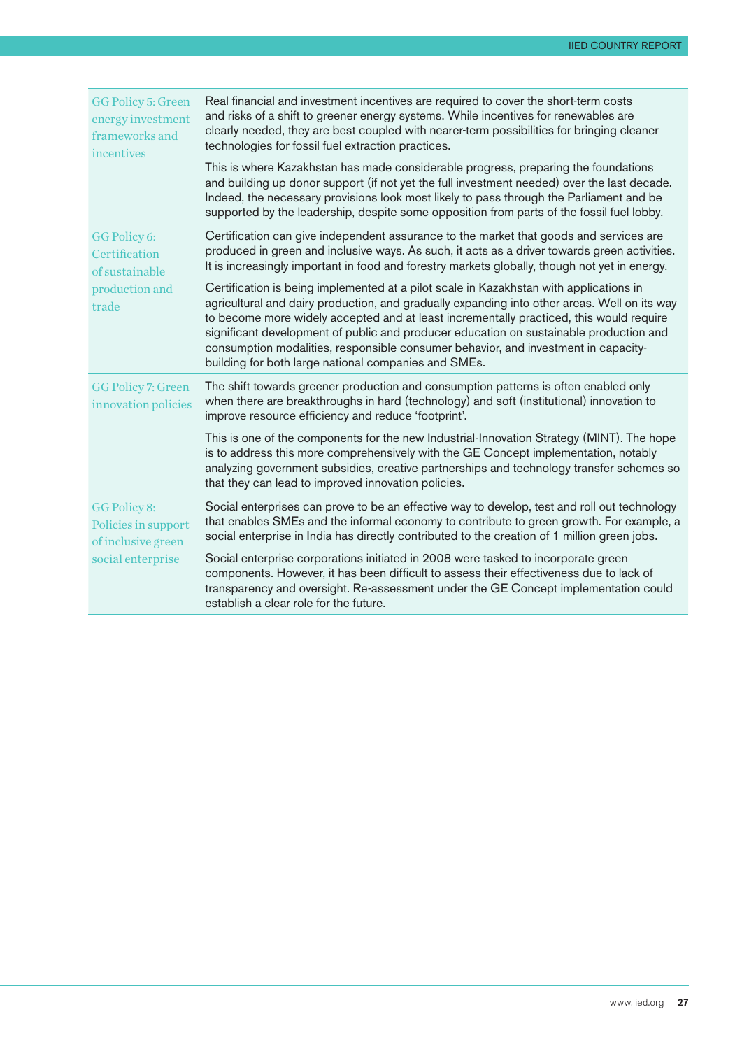| | |
|---|---|
| GG Policy 5: Green energy investment frameworks and incentives | Real financial and investment incentives are required to cover the short-term costs and risks of a shift to greener energy systems. While incentives for renewables are clearly needed, they are best coupled with nearer-term possibilities for bringing cleaner technologies for fossil fuel extraction practices.<br><br>This is where Kazakhstan has made considerable progress, preparing the foundations and building up donor support (if not yet the full investment needed) over the last decade. Indeed, the necessary provisions look most likely to pass through the Parliament and be supported by the leadership, despite some opposition from parts of the fossil fuel lobby. |
| GG Policy 6: Certification of sustainable production and trade | Certification can give independent assurance to the market that goods and services are produced in green and inclusive ways. As such, it acts as a driver towards green activities. It is increasingly important in food and forestry markets globally, though not yet in energy.<br><br>Certification is being implemented at a pilot scale in Kazakhstan with applications in agricultural and dairy production, and gradually expanding into other areas. Well on its way to become more widely accepted and at least incrementally practiced, this would require significant development of public and producer education on sustainable production and consumption modalities, responsible consumer behavior, and investment in capacity-building for both large national companies and SMEs. |
| GG Policy 7: Green innovation policies | The shift towards greener production and consumption patterns is often enabled only when there are breakthroughs in hard (technology) and soft (institutional) innovation to improve resource efficiency and reduce 'footprint'.<br><br>This is one of the components for the new Industrial-Innovation Strategy (MINT). The hope is to address this more comprehensively with the GE Concept implementation, notably analyzing government subsidies, creative partnerships and technology transfer schemes so that they can lead to improved innovation policies. |
| GG Policy 8: Policies in support of inclusive green social enterprise | Social enterprises can prove to be an effective way to develop, test and roll out technology that enables SMEs and the informal economy to contribute to green growth. For example, a social enterprise in India has directly contributed to the creation of 1 million green jobs.<br><br>Social enterprise corporations initiated in 2008 were tasked to incorporate green components. However, it has been difficult to assess their effectiveness due to lack of transparency and oversight. Re-assessment under the GE Concept implementation could establish a clear role for the future. |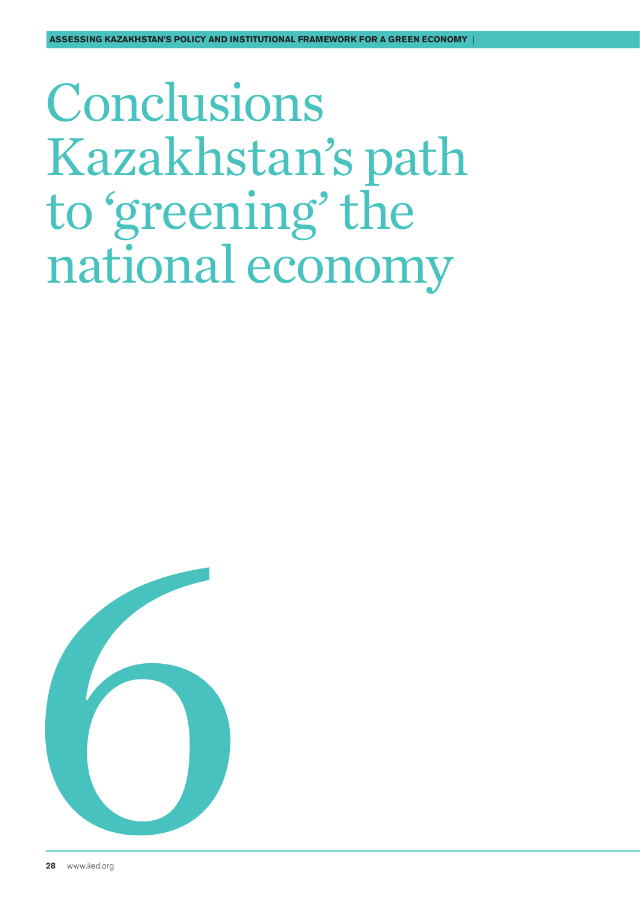# Conclusions Kazakhstan's path to 'greening' the national economy

6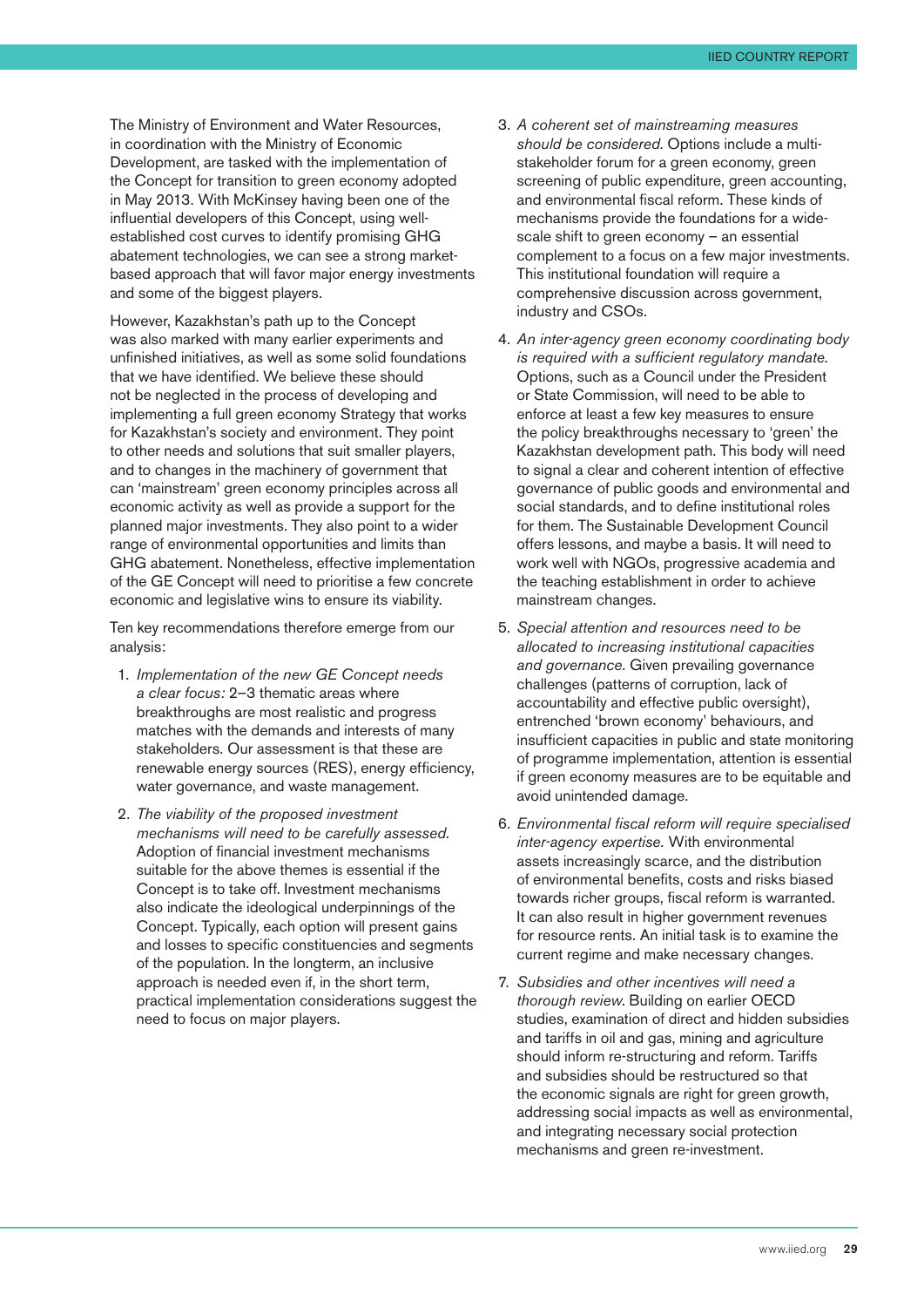The Ministry of Environment and Water Resources, in coordination with the Ministry of Economic Development, are tasked with the implementation of the Concept for transition to green economy adopted in May 2013. With McKinsey having been one of the influential developers of this Concept, using well-established cost curves to identify promising GHG abatement technologies, we can see a strong market-based approach that will favor major energy investments and some of the biggest players.

However, Kazakhstan's path up to the Concept was also marked with many earlier experiments and unfinished initiatives, as well as some solid foundations that we have identified. We believe these should not be neglected in the process of developing and implementing a full green economy Strategy that works for Kazakhstan's society and environment. They point to other needs and solutions that suit smaller players, and to changes in the machinery of government that can 'mainstream' green economy principles across all economic activity as well as provide a support for the planned major investments. They also point to a wider range of environmental opportunities and limits than GHG abatement. Nonetheless, effective implementation of the GE Concept will need to prioritise a few concrete economic and legislative wins to ensure its viability.

Ten key recommendations therefore emerge from our analysis:

1. *Implementation of the new GE Concept needs a clear focus:* 2–3 thematic areas where breakthroughs are most realistic and progress matches with the demands and interests of many stakeholders. Our assessment is that these are renewable energy sources (RES), energy efficiency, water governance, and waste management.
2. *The viability of the proposed investment mechanisms will need to be carefully assessed*. Adoption of financial investment mechanisms suitable for the above themes is essential if the Concept is to take off. Investment mechanisms also indicate the ideological underpinnings of the Concept. Typically, each option will present gains and losses to specific constituencies and segments of the population. In the longterm, an inclusive approach is needed even if, in the short term, practical implementation considerations suggest the need to focus on major players.
3. *A coherent set of mainstreaming measures should be considered*. Options include a multi-stakeholder forum for a green economy, green screening of public expenditure, green accounting, and environmental fiscal reform. These kinds of mechanisms provide the foundations for a wide-scale shift to green economy – an essential complement to a focus on a few major investments. This institutional foundation will require a comprehensive discussion across government, industry and CSOs.
4. *An inter-agency green economy coordinating body is required with a sufficient regulatory mandate*. Options, such as a Council under the President or State Commission, will need to be able to enforce at least a few key measures to ensure the policy breakthroughs necessary to 'green' the Kazakhstan development path. This body will need to signal a clear and coherent intention of effective governance of public goods and environmental and social standards, and to define institutional roles for them. The Sustainable Development Council offers lessons, and maybe a basis. It will need to work well with NGOs, progressive academia and the teaching establishment in order to achieve mainstream changes.
5. *Special attention and resources need to be allocated to increasing institutional capacities and governance.* Given prevailing governance challenges (patterns of corruption, lack of accountability and effective public oversight), entrenched 'brown economy' behaviours, and insufficient capacities in public and state monitoring of programme implementation, attention is essential if green economy measures are to be equitable and avoid unintended damage.
6. *Environmental fiscal reform will require specialised inter-agency expertise.* With environmental assets increasingly scarce, and the distribution of environmental benefits, costs and risks biased towards richer groups, fiscal reform is warranted. It can also result in higher government revenues for resource rents. An initial task is to examine the current regime and make necessary changes.
7. *Subsidies and other incentives will need a thorough review*. Building on earlier OECD studies, examination of direct and hidden subsidies and tariffs in oil and gas, mining and agriculture should inform re-structuring and reform. Tariffs and subsidies should be restructured so that the economic signals are right for green growth, addressing social impacts as well as environmental, and integrating necessary social protection mechanisms and green re-investment.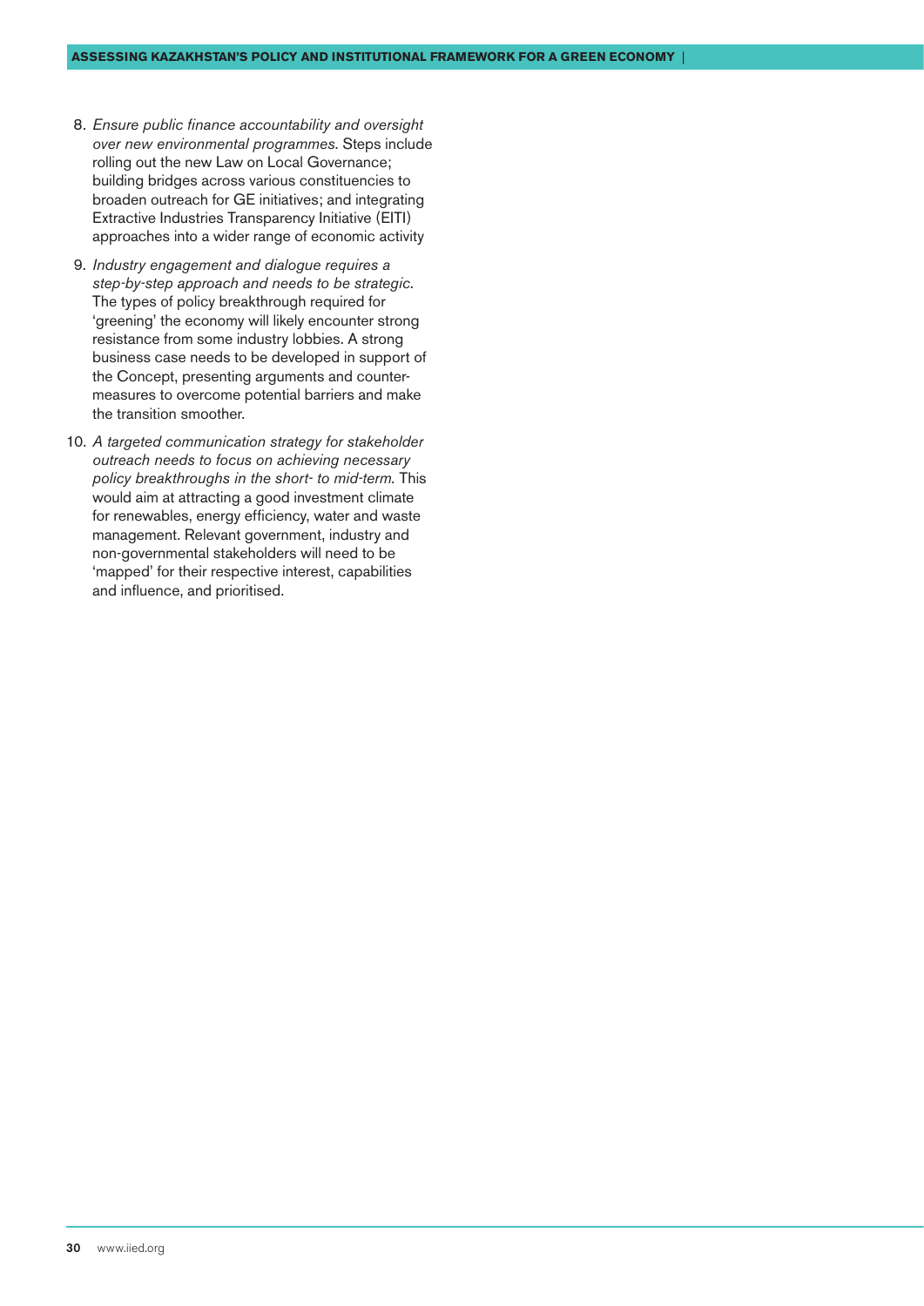8. *Ensure public finance accountability and oversight over new environmental programmes.* Steps include rolling out the new Law on Local Governance; building bridges across various constituencies to broaden outreach for GE initiatives; and integrating Extractive Industries Transparency Initiative (EITI) approaches into a wider range of economic activity

9. *Industry engagement and dialogue requires a step-by-step approach and needs to be strategic.* The types of policy breakthrough required for 'greening' the economy will likely encounter strong resistance from some industry lobbies. A strong business case needs to be developed in support of the Concept, presenting arguments and counter-measures to overcome potential barriers and make the transition smoother.

10. *A targeted communication strategy for stakeholder outreach needs to focus on achieving necessary policy breakthroughs in the short- to mid-term.* This would aim at attracting a good investment climate for renewables, energy efficiency, water and waste management. Relevant government, industry and non-governmental stakeholders will need to be 'mapped' for their respective interest, capabilities and influence, and prioritised.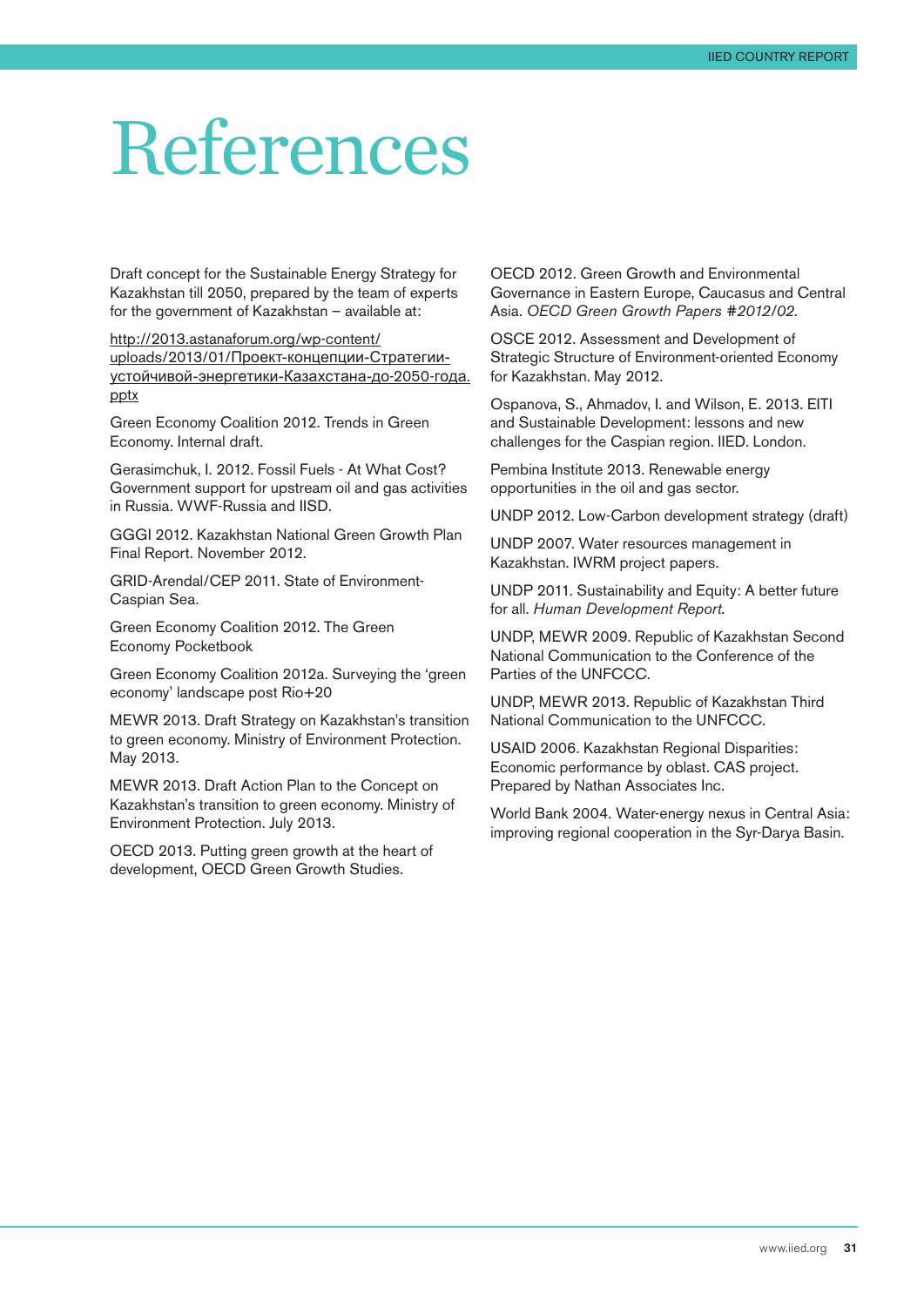# References

Draft concept for the Sustainable Energy Strategy for Kazakhstan till 2050, prepared by the team of experts for the government of Kazakhstan – available at:

http://2013.astanaforum.org/wp-content/uploads/2013/01/Проект-концепции-Стратегии-устойчивой-энергетики-Казахстана-до-2050-года.pptx

Green Economy Coalition 2012. Trends in Green Economy. Internal draft.

Gerasimchuk, I. 2012. Fossil Fuels - At What Cost? Government support for upstream oil and gas activities in Russia. WWF-Russia and IISD.

GGGI 2012. Kazakhstan National Green Growth Plan Final Report. November 2012.

GRID-Arendal/CEP 2011. State of Environment-Caspian Sea.

Green Economy Coalition 2012. The Green Economy Pocketbook

Green Economy Coalition 2012a. Surveying the 'green economy' landscape post Rio+20

MEWR 2013. Draft Strategy on Kazakhstan's transition to green economy. Ministry of Environment Protection. May 2013.

MEWR 2013. Draft Action Plan to the Concept on Kazakhstan's transition to green economy. Ministry of Environment Protection. July 2013.

OECD 2013. Putting green growth at the heart of development, OECD Green Growth Studies.

OECD 2012. Green Growth and Environmental Governance in Eastern Europe, Caucasus and Central Asia. *OECD Green Growth Papers #2012/02.*

OSCE 2012. Assessment and Development of Strategic Structure of Environment-oriented Economy for Kazakhstan. May 2012.

Ospanova, S., Ahmadov, I. and Wilson, E. 2013. EITI and Sustainable Development: lessons and new challenges for the Caspian region. IIED. London.

Pembina Institute 2013. Renewable energy opportunities in the oil and gas sector.

UNDP 2012. Low-Carbon development strategy (draft)

UNDP 2007. Water resources management in Kazakhstan. IWRM project papers.

UNDP 2011. Sustainability and Equity: A better future for all. *Human Development Report.*

UNDP, MEWR 2009. Republic of Kazakhstan Second National Communication to the Conference of the Parties of the UNFCCC.

UNDP, MEWR 2013. Republic of Kazakhstan Third National Communication to the UNFCCC.

USAID 2006. Kazakhstan Regional Disparities: Economic performance by oblast. CAS project. Prepared by Nathan Associates Inc.

World Bank 2004. Water-energy nexus in Central Asia: improving regional cooperation in the Syr-Darya Basin.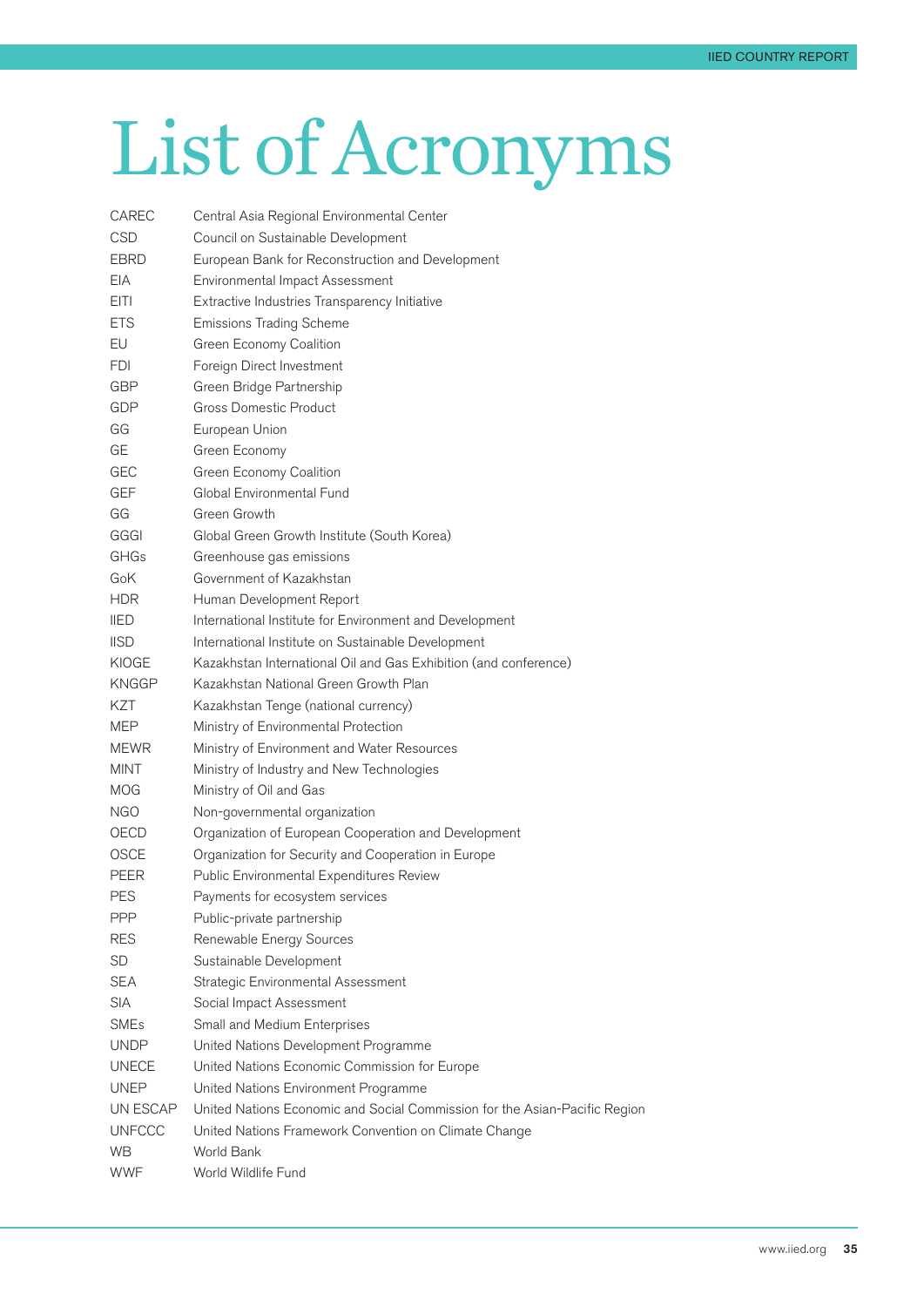# List of Acronyms

| | |
|---|---|
| CAREC | Central Asia Regional Environmental Center |
| CSD | Council on Sustainable Development |
| EBRD | European Bank for Reconstruction and Development |
| EIA | Environmental Impact Assessment |
| EITI | Extractive Industries Transparency Initiative |
| ETS | Emissions Trading Scheme |
| EU | Green Economy Coalition |
| FDI | Foreign Direct Investment |
| GBP | Green Bridge Partnership |
| GDP | Gross Domestic Product |
| GG | European Union |
| GE | Green Economy |
| GEC | Green Economy Coalition |
| GEF | Global Environmental Fund |
| GG | Green Growth |
| GGGI | Global Green Growth Institute (South Korea) |
| GHGs | Greenhouse gas emissions |
| GoK | Government of Kazakhstan |
| HDR | Human Development Report |
| IIED | International Institute for Environment and Development |
| IISD | International Institute on Sustainable Development |
| KIOGE | Kazakhstan International Oil and Gas Exhibition (and conference) |
| KNGGP | Kazakhstan National Green Growth Plan |
| KZT | Kazakhstan Tenge (national currency) |
| MEP | Ministry of Environmental Protection |
| MEWR | Ministry of Environment and Water Resources |
| MINT | Ministry of Industry and New Technologies |
| MOG | Ministry of Oil and Gas |
| NGO | Non-governmental organization |
| OECD | Organization of European Cooperation and Development |
| OSCE | Organization for Security and Cooperation in Europe |
| PEER | Public Environmental Expenditures Review |
| PES | Payments for ecosystem services |
| PPP | Public-private partnership |
| RES | Renewable Energy Sources |
| SD | Sustainable Development |
| SEA | Strategic Environmental Assessment |
| SIA | Social Impact Assessment |
| SMEs | Small and Medium Enterprises |
| UNDP | United Nations Development Programme |
| UNECE | United Nations Economic Commission for Europe |
| UNEP | United Nations Environment Programme |
| UN ESCAP | United Nations Economic and Social Commission for the Asian-Pacific Region |
| UNFCCC | United Nations Framework Convention on Climate Change |
| WB | World Bank |
| WWF | World Wildlife Fund |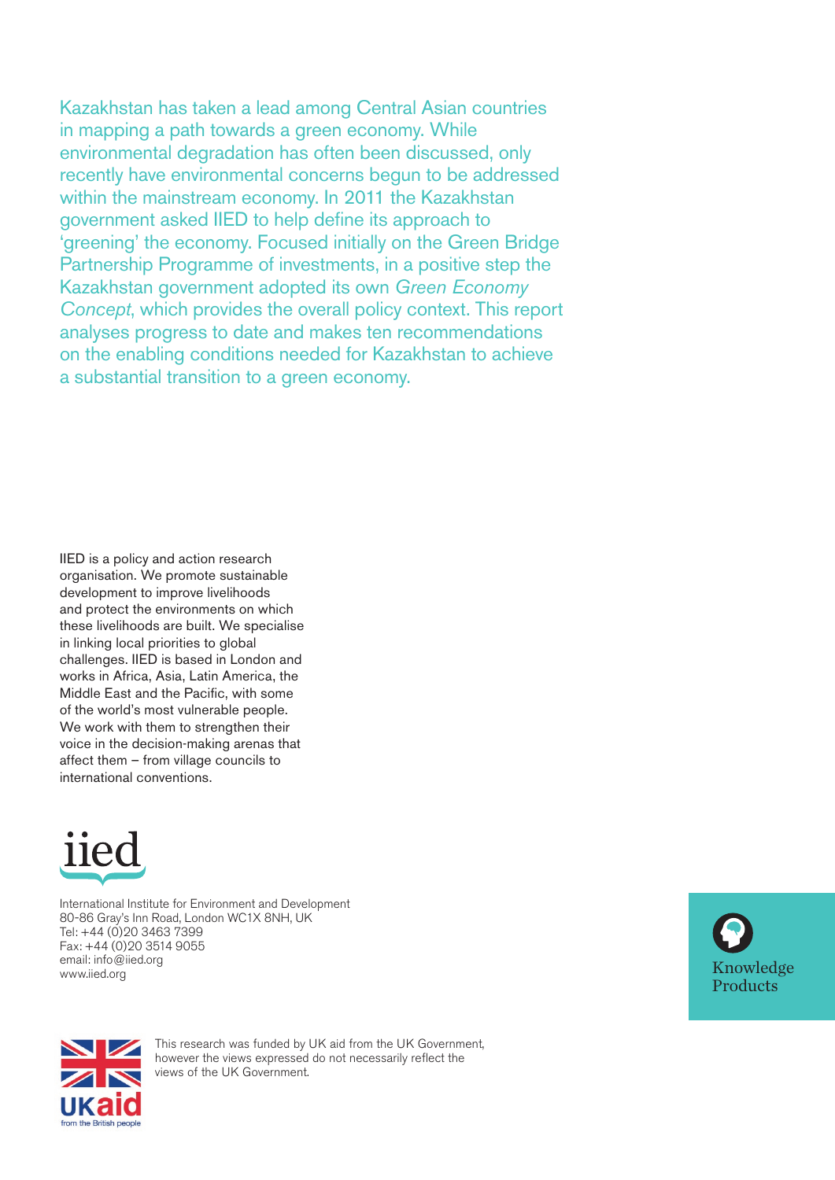Kazakhstan has taken a lead among Central Asian countries in mapping a path towards a green economy. While environmental degradation has often been discussed, only recently have environmental concerns begun to be addressed within the mainstream economy. In 2011 the Kazakhstan government asked IIED to help define its approach to 'greening' the economy. Focused initially on the Green Bridge Partnership Programme of investments, in a positive step the Kazakhstan government adopted its own *Green Economy Concept*, which provides the overall policy context. This report analyses progress to date and makes ten recommendations on the enabling conditions needed for Kazakhstan to achieve a substantial transition to a green economy.

IIED is a policy and action research organisation. We promote sustainable development to improve livelihoods and protect the environments on which these livelihoods are built. We specialise in linking local priorities to global challenges. IIED is based in London and works in Africa, Asia, Latin America, the Middle East and the Pacific, with some of the world's most vulnerable people. We work with them to strengthen their voice in the decision-making arenas that affect them – from village councils to international conventions.

iied

International Institute for Environment and Development
80-86 Gray's Inn Road, London WC1X 8NH, UK
Tel: +44 (0)20 3463 7399
Fax: +44 (0)20 3514 9055
email: info@iied.org
www.iied.org

Knowledge Products

UKaid from the British people

This research was funded by UK aid from the UK Government, however the views expressed do not necessarily reflect the views of the UK Government.